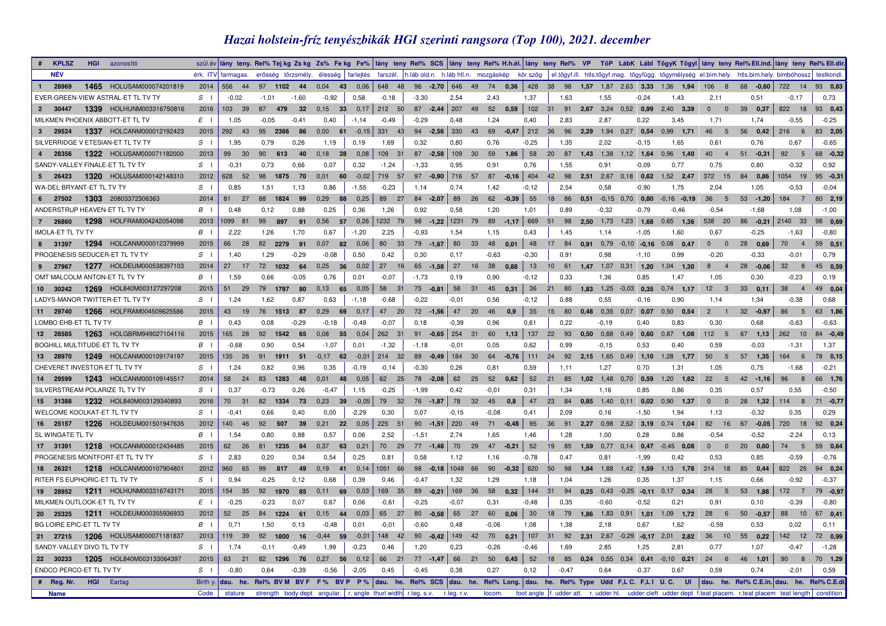# *Hazai holstein-fríz tenyészbikák HGI szerinti rangsora (Top 100), 2021. december*

| # | KPLSZ | HGI | azonosító | szül.év | lány | teny. | Rel% | Tej kg | Zs kg | Zs% | Fe kg | Fe% | lány | teny | Rel% | SCS | lány | teny | Rel% | H.h.él. | lány | teny | Rel% | VP | TőP | LábK | Lábl | TőgyK | Tögyl | lány | teny | Rel% | Ell.ind. | lány | teny | Rel% | Ell.dir. |
|---|---|---|---|---|---|---|---|---|---|---|---|---|---|---|---|---|---|---|---|---|---|---|---|---|---|---|---|---|---|---|---|---|---|---|---|---|---|
| | NÉV | | | érk. ITV | farmagas. | | | erősség | törzsmély. | élesség | | farlejtés | farszél. | | | h.láb old.n. | h.láb htl.n. | | mozgáskép | | körszög | | | el.tőgyf.ill. | | htls.tőgyf.mag. | | tőgyfügg. | tőgymélység | | el.bim.hely. | | htls.bim.hely. | | bimbóhossz | | testkondi. |
| 1 | 28969 | 1465 | HOLUSAM000074201819 | 2014 | 556 | 44 | 97 | 1102 | 44 | 0,04 | 43 | 0,06 | 648 | 48 | 96 | -2,70 | 646 | 49 | 74 | 0,36 | 428 | 38 | 98 | 1,57 | 1,87 | 2,63 | 3,33 | 1,36 | 1,94 | 106 | 8 | 68 | -0,60 | 722 | 14 | 93 | 0,83 |
| | EVER-GREEN-VIEW ASTRAL-ET TL TV TY | | | S I | -0,02 | | | -1,01 | -1,60 | -0,92 | | 0,58 | -0,18 | | | -3,30 | 2,54 | | 2,43 | | 1,37 | | | 1,63 | | 1,55 | | -0,24 | 1,43 | | 2,11 | | 0,51 | | -0,17 | | 0,73 |
| 2 | 30447 | 1339 | HOLHUNM003316750816 | 2016 | 103 | 39 | 87 | 479 | 32 | 0,15 | 33 | 0,17 | 212 | 50 | 87 | -2,44 | 207 | 49 | 52 | 0,59 | 102 | 31 | 91 | 2,67 | 3,24 | 0,52 | 0,99 | 2,40 | 3,39 | 0 | 0 | 39 | 0,37 | 822 | 18 | 93 | 0,43 |
| | MILKMEN PHOENIX ABBOTT-ET TL TV | | | E I | 1,05 | | | -0,05 | -0,41 | 0,40 | | -1,14 | -0,49 | | | -0,29 | 0,48 | | 1,24 | | 0,40 | | | 2,83 | | 2,87 | | 0,22 | 3,45 | | 1,71 | | 1,74 | | -0,55 | | -0,25 |
| 3 | 29524 | 1337 | HOLCANM000012192423 | 2015 | 292 | 43 | 95 | 2366 | 86 | 0,00 | 61 | -0,15 | 331 | 43 | 94 | -2,56 | 330 | 43 | 69 | -0,47 | 212 | 36 | 96 | 2,29 | 1,94 | 0,27 | 0,54 | 0,99 | 1,71 | 46 | 5 | 56 | 0,42 | 216 | 6 | 83 | 2,05 |
| | SILVERRIDGE V ETESIAN-ET TL TV TY | | | S I | 1,95 | | | 0,79 | 0,26 | 1,19 | | 0,19 | 1,69 | | | 0,32 | 0,80 | | 0,76 | | -0,25 | | | 1,35 | | 2,02 | | -0,15 | 1,65 | | 0,61 | | 0,76 | | 0,67 | | -0,65 |
| 4 | 28356 | 1322 | HOLUSAM000071182000 | 2013 | 99 | 30 | 90 | 613 | 40 | 0,18 | 28 | 0,08 | 109 | 31 | 87 | -2,58 | 109 | 30 | 59 | 1,86 | 58 | 20 | 87 | 1,43 | 1,38 | 1,12 | 1,64 | 0,96 | 1,40 | 40 | 4 | 51 | -0,31 | 92 | 5 | 68 | -0,32 |
| | SANDY-VALLEY FINALE-ET TL TV TY | | | S I | -0,31 | | | 0,73 | 0,66 | 0,07 | | 0,32 | -1,24 | | | -1,33 | 0,95 | | 0,91 | | 0,76 | | | 1,55 | | 0,91 | | -0,09 | 0,77 | | 0,75 | | 0,80 | | -0,32 | | 0,92 |
| 5 | 26423 | 1320 | HOLUSAM000142148310 | 2012 | 628 | 52 | 98 | 1875 | 70 | 0,01 | 60 | -0,02 | 719 | 57 | 97 | -0,90 | 716 | 57 | 87 | -0,16 | 404 | 42 | 98 | 2,51 | 2,67 | 0,18 | 0,62 | 1,52 | 2,47 | 372 | 15 | 84 | 0,86 | 1054 | 19 | 95 | -0,31 |
| | WA-DEL BRYANT-ET TL TV TY | | | S I | 0,85 | | | 1,51 | 1,13 | 0,86 | | -1,55 | -0,23 | | | 1,14 | 0,74 | | 1,42 | | -0,12 | | | 2,54 | | 0,58 | | -0,90 | 1,75 | | 2,04 | | 1,05 | | -0,53 | | -0,04 |
| 6 | 27502 | 1303 | 20803372306363 | 2014 | 81 | 27 | 88 | 1824 | 99 | 0,29 | 88 | 0,25 | 89 | 27 | 84 | -2,07 | 89 | 26 | 62 | -0,39 | 55 | 18 | 86 | 0,51 | -0,15 | 0,70 | 0,80 | -0,16 | -0,19 | 36 | 5 | 53 | -1,20 | 184 | 7 | 80 | 2,19 |
| | ANDERSTRUP HEAVEN-ET TL TV TY | | | B I | 0,48 | | | 0,12 | 0,88 | 0,25 | | 0,36 | 1,26 | | | 0,92 | 0,58 | | 1,20 | | 1,01 | | | 0,89 | | -0,32 | | -0,79 | -0,46 | | -0,54 | | -1,68 | | 1,08 | | -1,00 |
| 7 | 26860 | 1298 | HOLFRAM004242054098 | 2013 | 1099 | 81 | 99 | 897 | 91 | 0,56 | 57 | 0,26 | 1232 | 79 | 98 | -1,22 | 1231 | 79 | 89 | -1,17 | 669 | 51 | 98 | 2,50 | 1,73 | 1,23 | 1,68 | 0,65 | 1,36 | 538 | 20 | 86 | -0,21 | 2140 | 33 | 98 | 0,69 |
| | IMOLA-ET TL TV TY | | | B I | 2,22 | | | 1,26 | 1,70 | 0,67 | | -1,20 | 2,25 | | | -0,93 | 1,54 | | 1,15 | | 0,43 | | | 1,45 | | 1,14 | | -1,05 | 1,60 | | 0,67 | | -0,25 | | -1,63 | | -0,80 |
| 8 | 31397 | 1294 | HOLCANM000012379999 | 2015 | 66 | 28 | 82 | 2279 | 91 | 0,07 | 82 | 0,06 | 80 | 33 | 79 | -1,67 | 80 | 33 | 48 | 0,01 | 48 | 17 | 84 | 0,91 | 0,79 | -0,10 | -0,16 | 0,08 | 0,47 | 0 | 0 | 28 | 0,69 | 70 | 4 | 59 | 0,51 |
| | PROGENESIS SEDUCER-ET TL TV TY | | | S I | 1,40 | | | 1,29 | -0,29 | -0,08 | | 0,50 | 0,42 | | | 0,30 | 0,17 | | -0,63 | | -0,30 | | | 0,91 | | 0,98 | | -1,10 | 0,99 | | -0,20 | | -0,33 | | -0,01 | | 0,79 |
| 9 | 27967 | 1277 | HOLDEUM000538397103 | 2014 | 27 | 17 | 72 | 1032 | 64 | 0,25 | 36 | 0,02 | 27 | 16 | 65 | -1,58 | 27 | 16 | 38 | 0,88 | 13 | 10 | 61 | 1,47 | 1,07 | 0,31 | 1,20 | 1,04 | 1,30 | 8 | 4 | 28 | -0,06 | 32 | 8 | 45 | 0,59 |
| | OMT MALCOLM ANTON-ET TL TV TY | | | B I | 1,59 | | | 0,66 | -0,05 | 0,76 | | 0,01 | -0,07 | | | -1,73 | 0,19 | | 0,90 | | -0,12 | | | 0,33 | | 1,36 | | 0,85 | 1,47 | | 1,05 | | 0,30 | | -0,23 | | 0,19 |
| 10 | 30242 | 1269 | HOL840M003127297208 | 2015 | 51 | 29 | 79 | 1797 | 80 | 0,13 | 65 | 0,05 | 58 | 31 | 75 | -0,81 | 58 | 31 | 45 | 0,31 | 36 | 21 | 80 | 1,83 | 1,25 | -0,03 | 0,35 | 0,74 | 1,17 | 12 | 3 | 33 | 0,11 | 38 | 4 | 49 | 0,04 |
| | LADYS-MANOR TWITTER-ET TL TV TY | | | S I | 1,24 | | | 1,62 | 0,87 | 0,63 | | -1,18 | -0,68 | | | -0,22 | -0,01 | | 0,56 | | -0,12 | | | 0,88 | | 0,55 | | -0,16 | 0,90 | | 1,14 | | 1,34 | | -0,38 | | 0,68 |
| 11 | 29740 | 1266 | HOLFRAM004509625586 | 2015 | 43 | 19 | 76 | 1513 | 87 | 0,29 | 69 | 0,17 | 47 | 20 | 72 | -1,56 | 47 | 20 | 46 | 0,9 | 35 | 15 | 80 | 0,48 | 0,35 | 0,07 | 0,07 | 0,50 | 0,54 | 2 | 1 | 32 | -0,97 | 86 | 5 | 63 | 1,86 |
| | LOMBO EHB-ET TL TV TY | | | B I | 0,43 | | | 0,08 | -0,29 | -0,18 | | -0,49 | -0,07 | | | 0,18 | -0,39 | | 0,96 | | 0,61 | | | 0,22 | | -0,19 | | 0,40 | 0,83 | | 0,30 | | 0,68 | | -0,63 | | -0,63 |
| 12 | 28585 | 1263 | HOLGBRM949027104116 | 2015 | 165 | 28 | 92 | 1542 | 65 | 0,08 | 55 | 0,04 | 262 | 31 | 91 | -0,65 | 254 | 31 | 60 | 1,13 | 137 | 22 | 93 | 0,50 | 0,88 | 0,49 | 0,60 | 0,87 | 1,08 | 112 | 5 | 67 | 1,13 | 262 | 10 | 84 | -0,49 |
| | BOGHILL MULTITUDE-ET TL TV TY | | | B I | -0,68 | | | 0,90 | 0,54 | -1,07 | | 0,01 | -1,32 | | | -1,18 | -0,01 | | 0,05 | | 0,62 | | | 0,99 | | -0,15 | | 0,53 | 0,40 | | 0,59 | | -0,03 | | -1,31 | | 1,37 |
| 13 | 28970 | 1249 | HOLCANM000109174197 | 2015 | 135 | 26 | 91 | 1911 | 51 | -0,17 | 62 | -0,01 | 214 | 32 | 89 | -0,49 | 184 | 30 | 64 | -0,76 | 111 | 24 | 92 | 2,15 | 1,65 | 0,49 | 1,10 | 1,28 | 1,77 | 50 | 5 | 57 | 1,35 | 164 | 6 | 78 | 0,15 |
| | CHEVERET INVESTOR-ET TL TV TY | | | S I | 1,24 | | | 0,82 | 0,96 | 0,35 | | -0,19 | -0,14 | | | -0,30 | 0,26 | | 0,81 | | 0,59 | | | 1,11 | | 1,27 | | 0,70 | 1,31 | | 1,05 | | 0,75 | | -1,68 | | -0,21 |
| 14 | 29599 | 1243 | HOLCANM000109145517 | 2014 | 58 | 24 | 83 | 1283 | 48 | 0,01 | 48 | 0,05 | 62 | 25 | 78 | -2,08 | 62 | 25 | 52 | 0,62 | 52 | 21 | 85 | 1,02 | 1,48 | 0,70 | 0,59 | 1,20 | 1,62 | 22 | 5 | 42 | -1,16 | 96 | 8 | 66 | 1,76 |
| | SILVERSTREAM POLARIZE TL TV TY | | | S I | 0,37 | | | -0,73 | 0,26 | -0,47 | | 1,15 | -0,25 | | | -1,99 | 0,42 | | -0,01 | | 0,31 | | | 1,34 | | 1,16 | | 0,85 | 0,86 | | 0,35 | | 0,57 | | 0,55 | | -0,50 |
| 15 | 31388 | 1232 | HOL840M003129340893 | 2016 | 70 | 31 | 82 | 1334 | 73 | 0,23 | 39 | -0,05 | 79 | 32 | 76 | -1,87 | 78 | 32 | 45 | 0,8 | 47 | 23 | 84 | 0,85 | 1,40 | 0,11 | 0,02 | 0,90 | 1,37 | 0 | 0 | 28 | 1,32 | 114 | 8 | 71 | -0,77 |
| | WELCOME KOOLKAT-ET TL TV TY | | | S I | -0,41 | | | 0,66 | 0,40 | 0,00 | | -2,29 | 0,30 | | | 0,07 | -0,15 | | -0,08 | | 0,41 | | | 2,09 | | 0,16 | | -1,50 | 1,94 | | 1,13 | | -0,32 | | 0,35 | | 0,29 |
| 16 | 25157 | 1226 | HOLDEUM001501947635 | 2012 | 140 | 46 | 92 | 507 | 39 | 0,21 | 22 | 0,05 | 225 | 51 | 90 | -1,51 | 220 | 49 | 71 | -0,48 | 95 | 36 | 91 | 2,27 | 0,98 | 2,52 | 3,19 | 0,74 | 1,04 | 82 | 16 | 67 | -0,05 | 720 | 18 | 92 | 0,24 |
| | SL WINGATE TL TV | | | B I | 1,54 | | | 0,80 | 0,88 | 0,57 | | 0,06 | 2,52 | | | -1,51 | 2,74 | | 1,65 | | 1,46 | | | 1,28 | | 1,00 | | 0,28 | 0,86 | | -0,54 | | -0,52 | | -2,24 | | 0,13 |
| 17 | 31391 | 1218 | HOLCANM000012434485 | 2015 | 62 | 26 | 81 | 1235 | 84 | 0,37 | 63 | 0,21 | 70 | 29 | 77 | -1,48 | 70 | 29 | 47 | -0,21 | 52 | 19 | 85 | 1,59 | 0,77 | 0,14 | 0,47 | -0,45 | 0,08 | 0 | 0 | 20 | 0,60 | 74 | 5 | 59 | 0,64 |
| | PROGENESIS MONTFORT-ET TL TV TY | | | S I | 2,83 | | | 0,20 | 0,34 | 0,54 | | 0,25 | 0,81 | | | 0,58 | 1,12 | | 1,16 | | -0,78 | | | 0,47 | | 0,81 | | -1,99 | 0,42 | | 0,53 | | 0,85 | | -0,59 | | -0,76 |
| 18 | 26321 | 1218 | HOLCANM000107904801 | 2012 | 960 | 65 | 99 | 817 | 49 | 0,19 | 41 | 0,14 | 1051 | 66 | 98 | -0,18 | 1048 | 66 | 90 | -0,32 | 620 | 50 | 98 | 1,84 | 1,88 | 1,42 | 1,59 | 1,13 | 1,78 | 314 | 18 | 85 | 0,44 | 822 | 25 | 94 | 0,24 |
| | RITER FS EUPHORIC-ET TL TV TY | | | S I | 0,94 | | | -0,25 | 0,12 | 0,68 | | 0,39 | 0,46 | | | -0,47 | 1,32 | | 1,29 | | 1,18 | | | 1,04 | | 1,26 | | 0,35 | 1,37 | | 1,15 | | 0,66 | | -0,92 | | -0,37 |
| 19 | 28952 | 1211 | HOLHUNM003316743171 | 2015 | 154 | 35 | 92 | 1970 | 85 | 0,11 | 69 | 0,03 | 169 | 35 | 89 | -0,21 | 169 | 36 | 58 | 0,32 | 144 | 31 | 94 | 0,25 | 0,43 | -0,25 | -0,11 | 0,17 | 0,34 | 28 | 5 | 53 | 1,88 | 172 | 7 | 79 | -0,97 |
| | MILKMEN OUTLOOK-ET TL TV TY | | | E I | -0,25 | | | -0,23 | 0,07 | 0,67 | | 0,06 | -0,61 | | | -0,25 | -0,07 | | 0,31 | | -0,48 | | | 0,35 | | -0,60 | | -0,52 | 0,21 | | 0,91 | | 0,10 | | -0,39 | | -0,80 |
| 20 | 25325 | 1211 | HOLDEUM000355936933 | 2012 | 52 | 25 | 84 | 1224 | 61 | 0,15 | 44 | 0,03 | 65 | 27 | 80 | -0,58 | 65 | 27 | 60 | 0,06 | 30 | 18 | 79 | 1,86 | 1,83 | 0,91 | 1,01 | 1,09 | 1,72 | 28 | 6 | 50 | -0,57 | 88 | 10 | 67 | 0,41 |
| | BG LOIRE EPIC-ET TL TV TY | | | B I | 0,71 | | | 1,50 | 0,13 | -0,48 | | 0,01 | -0,01 | | | -0,60 | 0,48 | | -0,06 | | 1,08 | | | 1,38 | | 2,18 | | 0,67 | 1,62 | | -0,59 | | 0,53 | | 0,02 | | 0,11 |
| 21 | 27215 | 1206 | HOLUSAM000071181837 | 2013 | 119 | 39 | 92 | 1800 | 16 | -0,44 | 59 | -0,01 | 148 | 42 | 90 | -0,42 | 149 | 42 | 70 | 0,21 | 107 | 31 | 92 | 2,31 | 2,67 | -0,29 | -0,17 | 2,01 | 2,82 | 36 | 10 | 55 | 0,22 | 142 | 12 | 72 | 0,99 |
| | SANDY-VALLEY DIVO TL TV TY | | | S I | 1,74 | | | -0,11 | -0,49 | 1,99 | | -0,23 | 0,46 | | | 1,20 | 0,23 | | -0,26 | | -0,46 | | | 1,69 | | 2,85 | | 1,25 | 2,81 | | 0,77 | | 1,07 | | -0,47 | | -1,28 |
| 22 | 30233 | 1205 | HOL840M003133064397 | 2015 | 63 | 21 | 82 | 1296 | 76 | 0,27 | 56 | 0,12 | 66 | 21 | 77 | -1,47 | 66 | 21 | 50 | 0,45 | 52 | 18 | 85 | 0,24 | 0,55 | 0,34 | 0,41 | -0,10 | 0,21 | 24 | 6 | 46 | 1,01 | 90 | 8 | 70 | 1,29 |
| | ENDCO PERCO-ET TL TV TY | | | S I | -0,80 | | | 0,64 | -0,39 | -0,56 | | -2,05 | 0,45 | | | -0,45 | 0,38 | | 0,27 | | 0,12 | | | -0,47 | | 0,64 | | -0,37 | 0,67 | | 0,59 | | 0,74 | | -2,01 | | 0,59 |
| # | Reg. Nr. | HGI | Eartag | Birth y. | dau. | he. | Rel% | BV M | BV F | F% | BV P | P% | dau. | he. | Rel% | SCS | dau. | he. | Rel% | Long. | dau. | he. | Rel% | Type | Udd | F,L C. | F,L I | U. C. | UI | dau. | he. | Rel% | C.E.in. | dau. | he. | Rel% | C.E.di. |
| | Name | | | Code | stature | | | strength | body dept | angular. | | r. angle | thurl width | | | r.leg. s.v. | r.leg. r.v. | | locom. | | foot angle | | | f. udder att. | | r. udder ht. | | udder cleft | udder dept | | f.teat placem. | | r.teat placem | | teat length | | condition |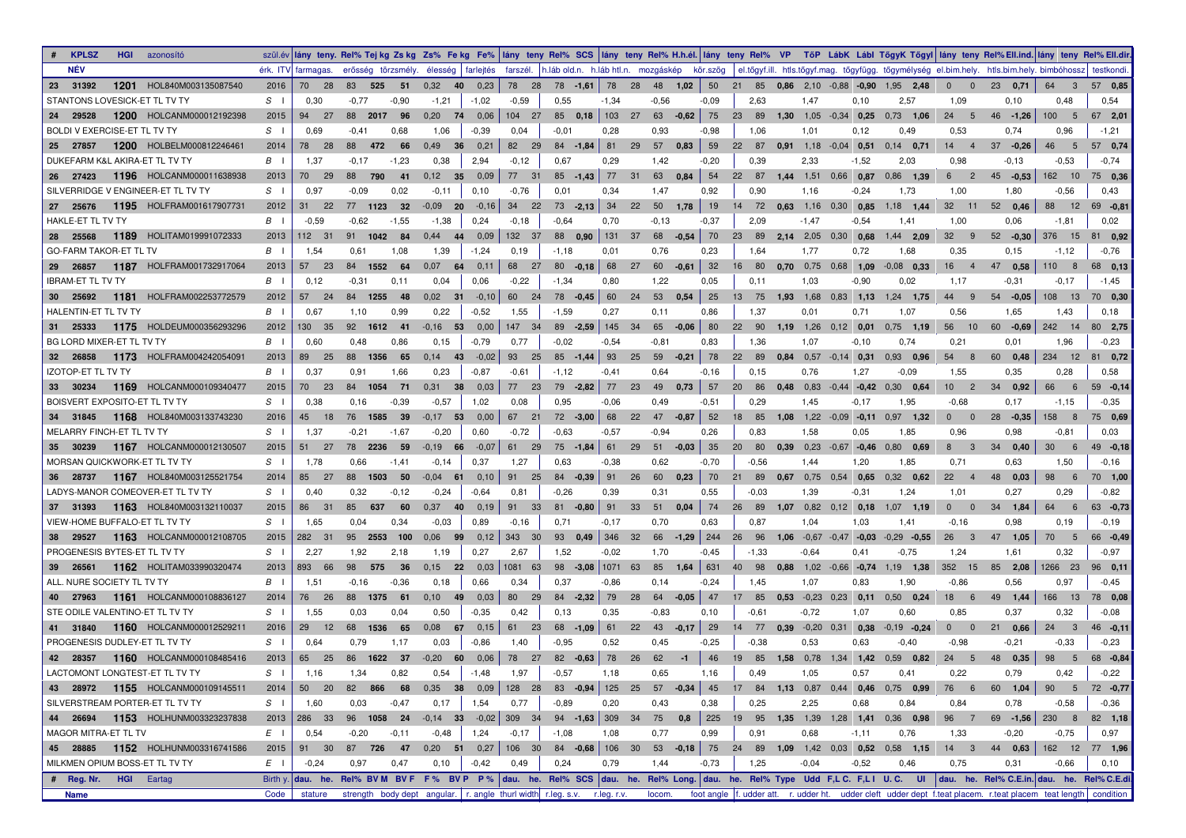| # | KPLSZ | HGI | azonosító | szül.év | lány | teny. | Rel% | Tej kg | Zs kg | Zs% | Fe kg | Fe% | lány | teny | Rel% | SCS | lány | teny | Rel% | H.h.él. | lány | teny | Rel% | VP | TőP | LábK | LábI | TőgyK | Tőgyl | lány | teny | Rel% | Ell.ind. | lány | teny | Rel% | Ell.dir. |
|---|---|---|---|---|---|---|---|---|---|---|---|---|---|---|---|---|---|---|---|---|---|---|---|---|---|---|---|---|---|---|---|---|---|---|---|---|---|
| NÉV | | | | érk. ITV | farmagas. | | erősség | | törzsmély. | élesség | | farlejtés | farszél. | | h.láb old.n. | | h.láb htl.n. | | mozgáskép | | köz.szög | | el.tőgyf.ill. | | htls.tőgyf.mag. | | tőgyfügg. | | tőgymélység | el.bim.hely. | | | htls.bim.hely. | bimbóhossz | | | testkondi. |
| 23 | 31392 | 1201 | HOL840M003135087540 | 2016 | 70 | 28 | 83 | 525 | 51 | 0,32 | 40 | 0,23 | 78 | 28 | 78 | -1,61 | 78 | 28 | 48 | 1,02 | 50 | 21 | 85 | 0,86 | 2,10 | -0,88 | -0,90 | 1,95 | 2,48 | 0 | 0 | 23 | 0,71 | 64 | 3 | 57 | 0,85 |
| STANTONS LOVESICK-ET TL TV TY | | | | S I | 0,30 | | -0,77 | | -0,90 | -1,21 | | -1,02 | -0,59 | | 0,55 | | -1,34 | | -0,56 | | -0,09 | | 2,63 | | 1,47 | | 0,10 | | 2,57 | 1,09 | | | 0,10 | 0,48 | | | 0,54 |
| 24 | 29528 | 1200 | HOLCANM000012192398 | 2015 | 94 | 27 | 88 | 2017 | 96 | 0,20 | 74 | 0,06 | 104 | 27 | 85 | 0,18 | 103 | 27 | 63 | -0,62 | 75 | 23 | 89 | 1,30 | 1,05 | -0,34 | 0,25 | 0,73 | 1,06 | 24 | 5 | 46 | -1,26 | 100 | 5 | 67 | 2,01 |
| BOLDI V EXERCISE-ET TL TV TY | | | | S I | 0,69 | | -0,41 | | 0,68 | 1,06 | | -0,39 | 0,04 | | -0,01 | | 0,28 | | 0,93 | | -0,98 | | 1,06 | | 1,01 | | 0,12 | | 0,49 | 0,53 | | | 0,74 | 0,96 | | | -1,21 |
| 25 | 27857 | 1200 | HOLBELM000812246461 | 2014 | 78 | 28 | 88 | 472 | 66 | 0,49 | 36 | 0,21 | 82 | 29 | 84 | -1,84 | 81 | 29 | 57 | 0,83 | 59 | 22 | 87 | 0,91 | 1,18 | -0,04 | 0,51 | 0,14 | 0,71 | 14 | 4 | 37 | -0,26 | 46 | 5 | 57 | 0,74 |
| DUKEFARM K&L AKIRA-ET TL TV TY | | | | B I | 1,37 | | -0,17 | | -1,23 | 0,38 | | 2,94 | -0,12 | | 0,67 | | 0,29 | | 1,42 | | -0,20 | | 0,39 | | 2,33 | | -1,52 | | 2,03 | 0,98 | | | -0,13 | -0,53 | | | -0,74 |
| 26 | 27423 | 1196 | HOLCANM000011638938 | 2013 | 70 | 29 | 88 | 790 | 41 | 0,12 | 35 | 0,09 | 77 | 31 | 85 | -1,43 | 77 | 31 | 63 | 0,84 | 54 | 22 | 87 | 1,44 | 1,51 | 0,66 | 0,87 | 0,86 | 1,39 | 6 | 2 | 45 | -0,53 | 162 | 10 | 75 | 0,36 |
| SILVERRIDGE V ENGINEER-ET TL TV TY | | | | S I | 0,97 | | -0,09 | | 0,02 | -0,11 | | 0,10 | -0,76 | | 0,01 | | 0,34 | | 1,47 | | 0,92 | | 0,90 | | 1,16 | | -0,24 | | 1,73 | 1,00 | | | 1,80 | -0,56 | | | 0,43 |
| 27 | 25676 | 1195 | HOLFRAM001617907731 | 2012 | 31 | 22 | 77 | 1123 | 32 | -0,09 | 20 | -0,16 | 34 | 22 | 73 | -2,13 | 34 | 22 | 50 | 1,78 | 19 | 14 | 72 | 0,63 | 1,16 | 0,30 | 0,85 | 1,18 | 1,44 | 32 | 11 | 52 | 0,46 | 88 | 12 | 69 | -0,81 |
| HAKLE-ET TL TV TY | | | | B I | -0,59 | | -0,62 | | -1,55 | -1,38 | | 0,24 | -0,18 | | -0,64 | | 0,70 | | -0,13 | | -0,37 | | 2,09 | | -1,47 | | -0,54 | | 1,41 | 1,00 | | | 0,06 | -1,81 | | | 0,02 |
| 28 | 25568 | 1189 | HOLITAM019991072333 | 2013 | 112 | 31 | 91 | 1042 | 84 | 0,44 | 44 | 0,09 | 132 | 37 | 88 | 0,90 | 131 | 37 | 68 | -0,54 | 70 | 23 | 89 | 2,14 | 2,05 | 0,30 | 0,68 | 1,44 | 2,09 | 32 | 9 | 52 | -0,30 | 376 | 15 | 81 | 0,92 |
| GO-FARM TAKOR-ET TL TV | | | | B I | 1,54 | | 0,61 | | 1,08 | 1,39 | | -1,24 | 0,19 | | -1,18 | | 0,01 | | 0,76 | | 0,23 | | 1,64 | | 1,77 | | 0,72 | | 1,68 | 0,35 | | | 0,15 | -1,12 | | | -0,76 |
| 29 | 26857 | 1187 | HOLFRAM001732917064 | 2013 | 57 | 23 | 84 | 1552 | 64 | 0,07 | 64 | 0,11 | 68 | 27 | 80 | -0,18 | 68 | 27 | 60 | -0,61 | 32 | 16 | 80 | 0,70 | 0,75 | 0,68 | 1,09 | -0,08 | 0,33 | 16 | 4 | 47 | 0,58 | 110 | 8 | 68 | 0,13 |
| IBRAM-ET TL TV TY | | | | B I | 0,12 | | -0,31 | | 0,11 | 0,04 | | 0,06 | -0,22 | | -1,34 | | 0,80 | | 1,22 | | 0,05 | | 0,11 | | 1,03 | | -0,90 | | 0,02 | 1,17 | | | -0,31 | -0,17 | | | -1,45 |
| 30 | 25692 | 1181 | HOLFRAM002253772579 | 2012 | 57 | 24 | 84 | 1255 | 48 | 0,02 | 31 | -0,10 | 60 | 24 | 78 | -0,45 | 60 | 24 | 53 | 0,54 | 25 | 13 | 75 | 1,93 | 1,68 | 0,83 | 1,13 | 1,24 | 1,75 | 44 | 9 | 54 | -0,05 | 108 | 13 | 70 | 0,30 |
| HALENTIN-ET TL TV TY | | | | B I | 0,67 | | 1,10 | | 0,99 | 0,22 | | -0,52 | 1,55 | | -1,59 | | 0,27 | | 0,11 | | 0,86 | | 1,37 | | 0,01 | | 0,71 | | 1,07 | 0,56 | | | 1,65 | 1,43 | | | 0,18 |
| 31 | 25333 | 1175 | HOLDEUM000356293296 | 2012 | 130 | 35 | 92 | 1612 | 41 | -0,16 | 53 | 0,00 | 147 | 34 | 89 | -2,59 | 145 | 34 | 65 | -0,06 | 80 | 22 | 90 | 1,19 | 1,26 | 0,12 | 0,01 | 0,75 | 1,19 | 56 | 10 | 60 | -0,69 | 242 | 14 | 80 | 2,75 |
| BG LORD MIXER-ET TL TV TY | | | | B I | 0,60 | | 0,48 | | 0,86 | 0,15 | | -0,79 | 0,77 | | -0,02 | | -0,54 | | -0,81 | | 0,83 | | 1,36 | | 1,07 | | -0,10 | | 0,74 | 0,21 | | | 0,01 | 1,96 | | | -0,23 |
| 32 | 26858 | 1173 | HOLFRAM004242054091 | 2013 | 89 | 25 | 88 | 1356 | 65 | 0,14 | 43 | -0,02 | 93 | 25 | 85 | -1,44 | 93 | 25 | 59 | -0,21 | 78 | 22 | 89 | 0,84 | 0,57 | -0,14 | 0,31 | 0,93 | 0,96 | 54 | 8 | 60 | 0,48 | 234 | 12 | 81 | 0,72 |
| IZOTOP-ET TL TV TY | | | | B I | 0,37 | | 0,91 | | 1,66 | 0,23 | | -0,87 | -0,61 | | -1,12 | | -0,41 | | 0,64 | | -0,16 | | 0,15 | | 0,76 | | 1,27 | | -0,09 | 1,55 | | | 0,35 | 0,28 | | | 0,58 |
| 33 | 30234 | 1169 | HOLCANM000109340477 | 2015 | 70 | 23 | 84 | 1054 | 71 | 0,31 | 38 | 0,03 | 77 | 23 | 79 | -2,82 | 77 | 23 | 49 | 0,73 | 57 | 20 | 86 | 0,48 | 0,83 | -0,44 | -0,42 | 0,30 | 0,64 | 10 | 2 | 34 | 0,92 | 66 | 6 | 59 | -0,14 |
| BOISVERT EXPOSITO-ET TL TV TY | | | | S I | 0,38 | | 0,16 | | -0,39 | -0,57 | | 1,02 | 0,08 | | 0,95 | | -0,06 | | 0,49 | | -0,51 | | 0,29 | | 1,45 | | -0,17 | | 1,95 | -0,68 | | | 0,17 | -1,15 | | | -0,35 |
| 34 | 31845 | 1168 | HOL840M003133743230 | 2016 | 45 | 18 | 76 | 1585 | 39 | -0,17 | 53 | 0,00 | 67 | 21 | 72 | -3,00 | 68 | 22 | 47 | -0,87 | 52 | 18 | 85 | 1,08 | 1,22 | -0,09 | -0,11 | 0,97 | 1,32 | 0 | 0 | 28 | -0,35 | 158 | 8 | 75 | 0,69 |
| MELARRY FINCH-ET TL TV TY | | | | S I | 1,37 | | -0,21 | | -1,67 | -0,20 | | 0,60 | -0,72 | | -0,63 | | -0,57 | | -0,94 | | 0,26 | | 0,83 | | 1,58 | | 0,05 | | 1,85 | 0,96 | | | 0,98 | -0,81 | | | 0,03 |
| 35 | 30239 | 1167 | HOLCANM000012130507 | 2015 | 51 | 27 | 78 | 2236 | 59 | -0,19 | 66 | -0,07 | 61 | 29 | 75 | -1,84 | 61 | 29 | 51 | -0,03 | 35 | 20 | 80 | 0,39 | 0,23 | -0,67 | -0,46 | 0,80 | 0,69 | 8 | 3 | 34 | 0,40 | 30 | 6 | 49 | -0,18 |
| MORSAN QUICKWORK-ET TL TV TY | | | | S I | 1,78 | | 0,66 | | -1,41 | -0,14 | | 0,37 | 1,27 | | 0,63 | | -0,38 | | 0,62 | | -0,70 | | -0,56 | | 1,44 | | 1,20 | | 1,85 | 0,71 | | | 0,63 | 1,50 | | | -0,16 |
| 36 | 28737 | 1167 | HOL840M003125521754 | 2014 | 85 | 27 | 88 | 1503 | 50 | -0,04 | 61 | 0,10 | 91 | 25 | 84 | -0,39 | 91 | 26 | 60 | 0,23 | 70 | 21 | 89 | 0,67 | 0,75 | 0,54 | 0,65 | 0,32 | 0,62 | 22 | 4 | 48 | 0,03 | 98 | 6 | 70 | 1,00 |
| LADYS-MANOR COMEOVER-ET TL TV TY | | | | S I | 0,40 | | 0,32 | | -0,12 | -0,24 | | -0,64 | 0,81 | | -0,26 | | 0,39 | | 0,31 | | 0,55 | | -0,03 | | 1,39 | | -0,31 | | 1,24 | 1,01 | | | 0,27 | 0,29 | | | -0,82 |
| 37 | 31393 | 1163 | HOL840M003132110037 | 2015 | 86 | 31 | 85 | 637 | 60 | 0,37 | 40 | 0,19 | 91 | 33 | 81 | -0,80 | 91 | 33 | 51 | 0,04 | 74 | 26 | 89 | 1,07 | 0,82 | 0,12 | 0,18 | 1,07 | 1,19 | 0 | 0 | 34 | 1,84 | 64 | 6 | 63 | -0,73 |
| VIEW-HOME BUFFALO-ET TL TV TY | | | | S I | 1,65 | | 0,04 | | 0,34 | -0,03 | | 0,89 | -0,16 | | 0,71 | | -0,17 | | 0,70 | | 0,63 | | 0,87 | | 1,04 | | 1,03 | | 1,41 | -0,16 | | | 0,98 | 0,19 | | | -0,19 |
| 38 | 29527 | 1163 | HOLCANM000012108705 | 2015 | 282 | 31 | 95 | 2553 | 100 | 0,06 | 99 | 0,12 | 343 | 30 | 93 | 0,49 | 346 | 32 | 66 | -1,29 | 244 | 26 | 96 | 1,06 | -0,67 | -0,47 | -0,03 | -0,29 | -0,55 | 26 | 3 | 47 | 1,05 | 70 | 5 | 66 | -0,49 |
| PROGENESIS BYTES-ET TL TV TY | | | | S I | 2,27 | | 1,92 | | 2,18 | 1,19 | | 0,27 | 2,67 | | 1,52 | | -0,02 | | 1,70 | | -0,45 | | -1,33 | | -0,64 | | 0,41 | | -0,75 | 1,24 | | | 1,61 | 0,32 | | | -0,97 |
| 39 | 26561 | 1162 | HOLITAM033990320474 | 2013 | 893 | 66 | 98 | 575 | 36 | 0,15 | 22 | 0,03 | 1081 | 63 | 98 | -3,08 | 1071 | 63 | 85 | 1,64 | 631 | 40 | 98 | 0,88 | 1,02 | -0,66 | -0,74 | 1,19 | 1,38 | 352 | 15 | 85 | 2,08 | 1266 | 23 | 96 | 0,11 |
| ALL. NURE SOCIETY TL TV TY | | | | B I | 1,51 | | -0,16 | | -0,36 | 0,18 | | 0,66 | 0,34 | | 0,37 | | -0,86 | | 0,14 | | -0,24 | | 1,45 | | 1,07 | | 0,83 | | 1,90 | -0,86 | | | 0,56 | 0,97 | | | -0,45 |
| 40 | 27963 | 1161 | HOLCANM000108836127 | 2014 | 76 | 26 | 88 | 1375 | 61 | 0,10 | 49 | 0,03 | 80 | 29 | 84 | -2,32 | 79 | 28 | 64 | -0,05 | 47 | 17 | 85 | 0,53 | -0,23 | 0,23 | 0,11 | 0,50 | 0,24 | 18 | 6 | 49 | 1,44 | 166 | 13 | 78 | 0,08 |
| STE ODILE VALENTINO-ET TL TV TY | | | | S I | 1,55 | | 0,03 | | 0,04 | 0,50 | | -0,35 | 0,42 | | 0,13 | | 0,35 | | -0,83 | | 0,10 | | -0,61 | | -0,72 | | 1,07 | | 0,60 | 0,85 | | | 0,37 | 0,32 | | | -0,08 |
| 41 | 31840 | 1160 | HOLCANM000012529211 | 2016 | 29 | 12 | 68 | 1536 | 65 | 0,08 | 67 | 0,15 | 61 | 23 | 68 | -1,09 | 61 | 22 | 43 | -0,17 | 29 | 14 | 77 | 0,39 | -0,20 | 0,31 | 0,38 | -0,19 | -0,24 | 0 | 0 | 21 | 0,66 | 24 | 3 | 46 | -0,11 |
| PROGENESIS DUDLEY-ET TL TV TY | | | | S I | 0,64 | | 0,79 | | 1,17 | 0,03 | | -0,86 | 1,40 | | -0,95 | | 0,52 | | 0,45 | | -0,25 | | -0,38 | | 0,53 | | 0,63 | | -0,40 | -0,98 | | | -0,21 | -0,33 | | | -0,23 |
| 42 | 28357 | 1160 | HOLCANM000108485416 | 2013 | 65 | 25 | 86 | 1622 | 37 | -0,20 | 60 | 0,06 | 78 | 27 | 82 | -0,63 | 78 | 26 | 62 | -1 | 46 | 19 | 85 | 1,58 | 0,78 | 1,34 | 1,42 | 0,59 | 0,82 | 24 | 5 | 48 | 0,35 | 98 | 5 | 68 | -0,84 |
| LACTOMONT LONGTEST-ET TL TV TY | | | | S I | 1,16 | | 1,34 | | 0,82 | 0,54 | | -1,48 | 1,97 | | -0,57 | | 1,18 | | 0,65 | | 1,16 | | 0,49 | | 1,05 | | 0,57 | | 0,41 | 0,22 | | | 0,79 | 0,42 | | | -0,22 |
| 43 | 28972 | 1155 | HOLCANM000109145511 | 2014 | 50 | 20 | 82 | 866 | 68 | 0,35 | 38 | 0,09 | 128 | 28 | 83 | -0,94 | 125 | 25 | 57 | -0,34 | 45 | 17 | 84 | 1,13 | 0,87 | 0,44 | 0,46 | 0,75 | 0,99 | 76 | 6 | 60 | 1,04 | 90 | 5 | 72 | -0,77 |
| SILVERSTREAM PORTER-ET TL TV TY | | | | S I | 1,60 | | 0,03 | | -0,47 | 0,17 | | 1,54 | 0,77 | | -0,89 | | 0,20 | | 0,43 | | 0,38 | | 0,25 | | 2,25 | | 0,68 | | 0,84 | 0,84 | | | 0,78 | -0,58 | | | -0,36 |
| 44 | 26694 | 1153 | HOLHUNM003323237838 | 2013 | 286 | 33 | 96 | 1058 | 24 | -0,14 | 33 | -0,02 | 309 | 34 | 94 | -1,63 | 309 | 34 | 75 | 0,8 | 225 | 19 | 95 | 1,35 | 1,39 | 1,28 | 1,41 | 0,36 | 0,98 | 96 | 7 | 69 | -1,56 | 230 | 8 | 82 | 1,18 |
| MAGOR MITRA-ET TL TV | | | | E I | 0,54 | | -0,20 | | -0,11 | -0,48 | | 1,24 | -0,17 | | -1,08 | | 1,08 | | 0,77 | | 0,99 | | 0,91 | | 0,68 | | -1,11 | | 0,76 | 1,33 | | | -0,20 | -0,75 | | | 0,97 |
| 45 | 28885 | 1152 | HOLHUNM003316741586 | 2015 | 91 | 30 | 87 | 726 | 47 | 0,20 | 51 | 0,27 | 106 | 30 | 84 | -0,68 | 106 | 30 | 53 | -0,18 | 75 | 24 | 89 | 1,09 | 1,42 | 0,03 | 0,52 | 0,58 | 1,15 | 14 | 3 | 44 | 0,63 | 162 | 12 | 77 | 1,96 |
| MILKMEN OPIUM BOSS-ET TL TV TY | | | | E I | -0,24 | | 0,97 | | 0,47 | 0,10 | | -0,42 | 0,49 | | 0,24 | | 0,79 | | 1,44 | | -0,73 | | 1,25 | | -0,04 | | -0,52 | | 0,46 | 0,75 | | | 0,31 | -0,66 | | | 0,10 |
| # | Reg. Nr. | HGI | Eartag | Birth y. | dau. | he. | Rel% | BV M | BV F | F% | BV P | P% | dau. | he. | Rel% | SCS | dau. | he. | Rel% | Long. | dau. | he. | Rel% | Type | Udd | F,L C. | F,L I | U. C. | UI | dau. | he. | Rel% | C.E.in. | dau. | he. | Rel% | C.E.di. |
| Name | | | | Code | stature | | strength | | body dept | angular. | | r. angle | thurl width | | r.leg. s.v. | | r.leg. r.v. | | locom. | | foot angle | | f. udder att. | | r. udder ht. | | udder cleft | | udder dept | f.teat placem. | | | r.teat placem | teat length | | | condition |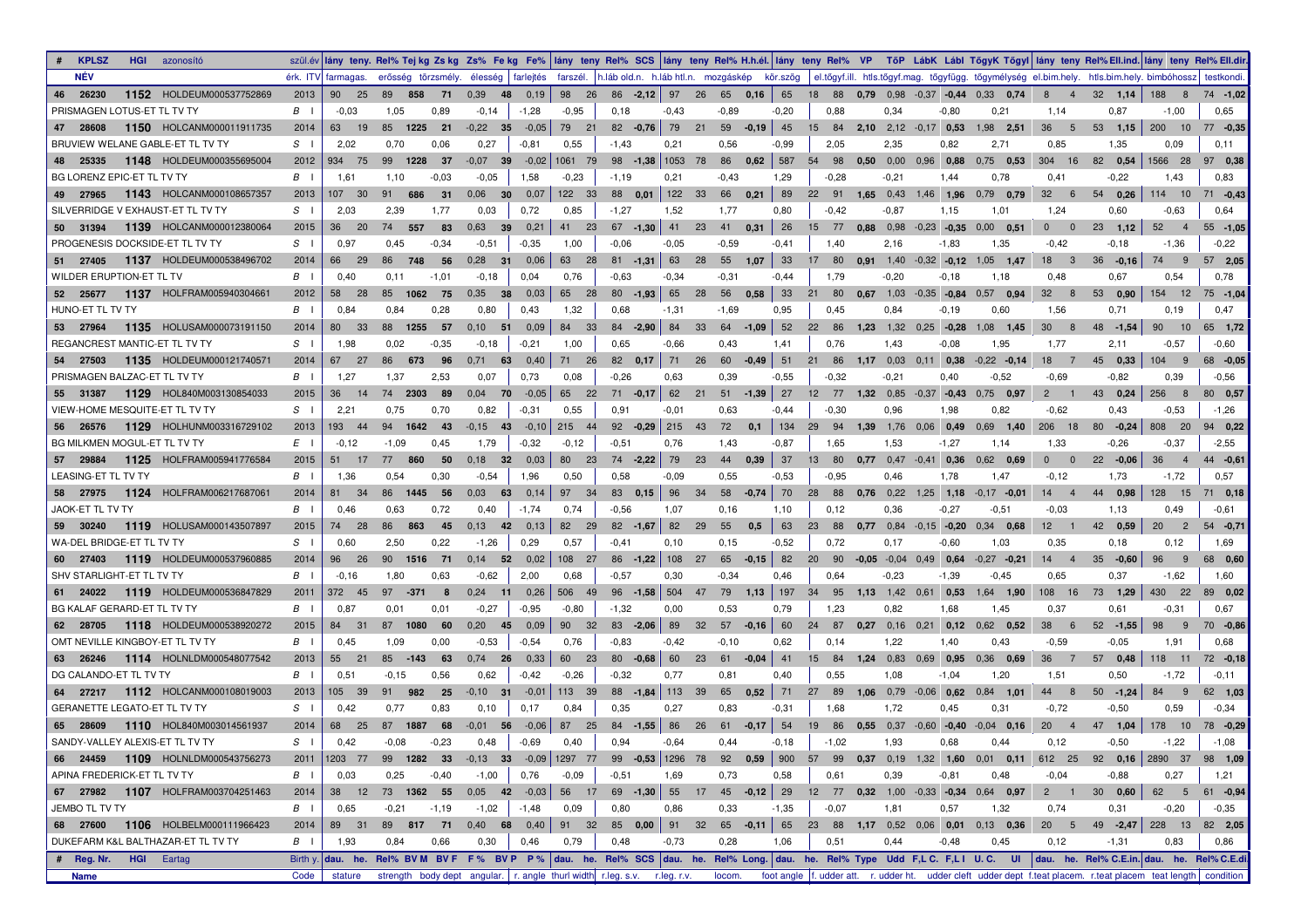| # | KPLSZ | HGI | azonosító | szül.év | lány | teny. | Rel% | Tej kg | Zs kg | Zs% | Fe kg | Fe% | lány | teny | Rel% | SCS | lány | teny | Rel% | H.h.él. | lány | teny | Rel% | VP | TőP | LábK | Lábl | TőgyK | Tőgyl | lány | teny | Rel% | Ell.ind. | lány | teny | Rel% | Ell.dir. |
|---|---|---|---|---|---|---|---|---|---|---|---|---|---|---|---|---|---|---|---|---|---|---|---|---|---|---|---|---|---|---|---|---|---|---|---|---|---|
| NÉV | | | | érk. ITV | | farmagas. | erősség | | törzsmély. | | élesség | farlejtés | | farszél. | | h.láb old.n. | | h.láb htl.n. | | mozgáskép | kör.szög | | el.tőgyf.ill. | | htls.tőgyf.mag. | | tőgyfügg. | | tőgymélység | | el.bim.hely. | | htls.bim.hely. | | bimbóhossz | | testkondi. |
| 46 | 26230 | 1152 | HOLDEUM000537752869 | 2013 | 90 | 25 | 89 | 858 | 71 | 0,39 | 48 | 0,19 | 98 | 26 | 86 | -2,12 | 97 | 26 | 65 | 0,16 | 65 | 18 | 88 | 0,79 | 0,98 | -0,37 | -0,44 | 0,33 | 0,74 | 8 | 4 | 32 | 1,14 | 188 | 8 | 74 | -1,02 |
| PRISMAGEN LOTUS-ET TL TV TY | | | | B I | | -0,03 | 1,05 | | 0,89 | | -0,14 | -1,28 | | -0,95 | | 0,18 | | -0,43 | | -0,89 | -0,20 | | 0,88 | | 0,34 | | -0,80 | | 0,21 | | 1,14 | | 0,87 | | -1,00 | | 0,65 |
| 47 | 28608 | 1150 | HOLCANM000011911735 | 2013 | 63 | 19 | 85 | 1225 | 21 | -0,22 | 35 | -0,05 | 79 | 21 | 82 | -0,76 | 79 | 21 | 59 | -0,19 | 45 | 15 | 84 | 2,10 | 2,12 | -0,17 | 0,53 | 1,98 | 2,51 | 36 | 5 | 53 | 1,15 | 200 | 10 | 77 | -0,35 |
| BRUVIEW WELANE GABLE-ET TL TV TY | | | | S I | | 2,02 | 0,70 | | 0,06 | | 0,27 | -0,81 | | 0,55 | | -1,43 | | 0,21 | | 0,56 | -0,99 | | 2,05 | | 2,35 | | 0,82 | | 2,71 | | 0,85 | | 1,35 | | 0,09 | | 0,11 |
| 48 | 25335 | 1148 | HOLDEUM000355695004 | 2012 | 934 | 75 | 99 | 1228 | 37 | -0,07 | 39 | -0,02 | 1061 | 79 | 98 | -1,38 | 1053 | 78 | 86 | 0,62 | 587 | 54 | 98 | 0,50 | 0,00 | 0,96 | 0,88 | 0,75 | 0,53 | 304 | 16 | 82 | 0,54 | 1566 | 28 | 97 | 0,38 |
| BG LORENZ EPIC-ET TL TV TY | | | | B I | | 1,61 | 1,10 | | -0,03 | | -0,05 | 1,58 | | -0,23 | | -1,19 | | 0,21 | | -0,43 | 1,29 | | -0,28 | | -0,21 | | 1,44 | | 0,78 | | 0,41 | | -0,22 | | 1,43 | | 0,83 |
| 49 | 27965 | 1143 | HOLCANM000108657357 | 2013 | 107 | 30 | 91 | 686 | 31 | 0,06 | 30 | 0,07 | 122 | 33 | 88 | 0,01 | 122 | 33 | 66 | 0,21 | 89 | 22 | 91 | 1,65 | 0,43 | 1,46 | 1,96 | 0,79 | 0,79 | 32 | 6 | 54 | 0,26 | 114 | 10 | 71 | -0,43 |
| SILVERRIDGE V EXHAUST-ET TL TV TY | | | | S I | | 2,03 | 2,39 | | 1,77 | | 0,03 | 0,72 | | 0,85 | | -1,27 | | 1,52 | | 1,77 | 0,80 | | -0,42 | | -0,87 | | 1,15 | | 1,01 | | 1,24 | | 0,60 | | -0,63 | | 0,64 |
| 50 | 31394 | 1139 | HOLCANM000012380064 | 2015 | 36 | 20 | 74 | 557 | 83 | 0,63 | 39 | 0,21 | 41 | 23 | 67 | -1,30 | 41 | 23 | 41 | 0,31 | 26 | 15 | 77 | 0,88 | 0,98 | -0,23 | -0,35 | 0,00 | 0,51 | 0 | 0 | 23 | 1,12 | 52 | 4 | 55 | -1,05 |
| PROGENESIS DOCKSIDE-ET TL TV TY | | | | S I | | 0,97 | 0,45 | | -0,34 | | -0,51 | -0,35 | | 1,00 | | -0,06 | | -0,05 | | -0,59 | -0,41 | | 1,40 | | 2,16 | | -1,83 | | 1,35 | | -0,42 | | -0,18 | | -1,36 | | -0,22 |
| 51 | 27405 | 1137 | HOLDEUM000538496702 | 2014 | 66 | 29 | 86 | 748 | 56 | 0,28 | 31 | 0,06 | 63 | 28 | 81 | -1,31 | 63 | 28 | 55 | 1,07 | 33 | 17 | 80 | 0,91 | 1,40 | -0,32 | -0,12 | 1,05 | 1,47 | 18 | 3 | 36 | -0,16 | 74 | 9 | 57 | 2,05 |
| WILDER ERUPTION-ET TL TV | | | | B I | | 0,40 | 0,11 | | -1,01 | | -0,18 | 0,04 | | 0,76 | | -0,63 | | -0,34 | | -0,31 | -0,44 | | 1,79 | | -0,20 | | -0,18 | | 1,18 | | 0,48 | | 0,67 | | 0,54 | | 0,78 |
| 52 | 25677 | 1137 | HOLFRAM005940304661 | 2012 | 58 | 28 | 85 | 1062 | 75 | 0,35 | 38 | 0,03 | 65 | 28 | 80 | -1,93 | 65 | 28 | 56 | 0,58 | 33 | 21 | 80 | 0,67 | 1,03 | -0,35 | -0,84 | 0,57 | 0,94 | 32 | 8 | 53 | 0,90 | 154 | 12 | 75 | -1,04 |
| HUNO-ET TL TV TY | | | | B I | | 0,84 | 0,84 | | 0,28 | | 0,80 | 0,43 | | 1,32 | | 0,68 | | -1,31 | | -1,69 | 0,95 | | 0,45 | | 0,84 | | -0,19 | | 0,60 | | 1,56 | | 0,71 | | 0,19 | | 0,47 |
| 53 | 27964 | 1135 | HOLUSAM000073191150 | 2014 | 80 | 33 | 88 | 1255 | 57 | 0,10 | 51 | 0,09 | 84 | 33 | 84 | -2,90 | 84 | 33 | 64 | -1,09 | 52 | 22 | 86 | 1,23 | 1,32 | 0,25 | -0,28 | 1,08 | 1,45 | 30 | 8 | 48 | -1,54 | 90 | 10 | 65 | 1,72 |
| REGANCREST MANTIC-ET TL TV TY | | | | S I | | 1,98 | 0,02 | | -0,35 | | -0,18 | -0,21 | | 1,00 | | 0,65 | | -0,66 | | 0,43 | 1,41 | | 0,76 | | 1,43 | | -0,08 | | 1,95 | | 1,77 | | 2,11 | | -0,57 | | -0,60 |
| 54 | 27503 | 1135 | HOLDEUM000121740571 | 2014 | 67 | 27 | 86 | 673 | 96 | 0,71 | 63 | 0,40 | 71 | 26 | 82 | 0,17 | 71 | 26 | 60 | -0,49 | 51 | 21 | 86 | 1,17 | 0,03 | 0,11 | 0,38 | -0,22 | -0,14 | 18 | 7 | 45 | 0,33 | 104 | 9 | 68 | -0,05 |
| PRISMAGEN BALZAC-ET TL TV TY | | | | B I | | 1,27 | 1,37 | | 2,53 | | 0,07 | 0,73 | | 0,08 | | -0,26 | | 0,63 | | 0,39 | -0,55 | | -0,32 | | -0,21 | | 0,40 | | -0,52 | | -0,69 | | -0,82 | | 0,39 | | -0,56 |
| 55 | 31387 | 1129 | HOL840M003130854033 | 2015 | 36 | 14 | 74 | 2303 | 89 | 0,04 | 70 | -0,05 | 65 | 22 | 71 | -0,17 | 62 | 21 | 51 | -1,39 | 27 | 12 | 77 | 1,32 | 0,85 | -0,37 | -0,43 | 0,75 | 0,97 | 2 | 1 | 43 | 0,24 | 256 | 8 | 80 | 0,57 |
| VIEW-HOME MESQUITE-ET TL TV TY | | | | S I | | 2,21 | 0,75 | | 0,70 | | 0,82 | -0,31 | | 0,55 | | 0,91 | | -0,01 | | 0,63 | -0,44 | | -0,30 | | 0,96 | | 1,98 | | 0,82 | | -0,62 | | 0,43 | | -0,53 | | -1,26 |
| 56 | 26576 | 1129 | HOLHUNM003316729102 | 2013 | 193 | 44 | 94 | 1642 | 43 | -0,15 | 43 | -0,10 | 215 | 44 | 92 | -0,29 | 215 | 43 | 72 | 0,1 | 134 | 29 | 94 | 1,39 | 1,76 | 0,06 | 0,49 | 0,69 | 1,40 | 206 | 18 | 80 | -0,24 | 808 | 20 | 94 | 0,22 |
| BG MILKMEN MOGUL-ET TL TV TY | | | | E I | | -0,12 | -1,09 | | 0,45 | | 1,79 | -0,32 | | -0,12 | | -0,51 | | 0,76 | | 1,43 | -0,87 | | 1,65 | | 1,53 | | -1,27 | | 1,14 | | 1,33 | | -0,26 | | -0,37 | | -2,55 |
| 57 | 29884 | 1125 | HOLFRAM005941776584 | 2015 | 51 | 17 | 77 | 860 | 50 | 0,18 | 32 | 0,03 | 80 | 23 | 74 | -2,22 | 79 | 23 | 44 | 0,39 | 37 | 13 | 80 | 0,77 | 0,47 | -0,41 | 0,36 | 0,62 | 0,69 | 0 | 0 | 22 | -0,06 | 36 | 4 | 44 | -0,61 |
| LEASING-ET TL TV TY | | | | B I | | 1,36 | 0,54 | | 0,30 | | -0,54 | 1,96 | | 0,50 | | 0,58 | | -0,09 | | 0,55 | -0,53 | | -0,95 | | 0,46 | | 1,78 | | 1,47 | | -0,12 | | 1,73 | | -1,72 | | 0,57 |
| 58 | 27975 | 1124 | HOLFRAM006217687061 | 2014 | 81 | 34 | 86 | 1445 | 56 | 0,03 | 63 | 0,14 | 97 | 34 | 83 | 0,15 | 96 | 34 | 58 | -0,74 | 70 | 28 | 88 | 0,76 | 0,22 | 1,25 | 1,18 | -0,17 | -0,01 | 14 | 4 | 44 | 0,98 | 128 | 15 | 71 | 0,18 |
| JAOK-ET TL TV TY | | | | B I | | 0,46 | 0,63 | | 0,72 | | 0,40 | -1,74 | | 0,74 | | -0,56 | | 1,07 | | 0,16 | 1,10 | | 0,12 | | 0,36 | | -0,27 | | -0,51 | | -0,03 | | 1,13 | | 0,49 | | -0,61 |
| 59 | 30240 | 1119 | HOLUSAM000143507897 | 2015 | 74 | 28 | 86 | 863 | 45 | 0,13 | 42 | 0,13 | 82 | 29 | 82 | -1,67 | 82 | 29 | 55 | 0,5 | 63 | 23 | 88 | 0,77 | 0,84 | -0,15 | -0,20 | 0,34 | 0,68 | 12 | 1 | 42 | 0,59 | 20 | 2 | 54 | -0,71 |
| WA-DEL BRIDGE-ET TL TV TY | | | | S I | | 0,60 | 2,50 | | 0,22 | | -1,26 | 0,29 | | 0,57 | | -0,41 | | 0,10 | | 0,15 | -0,52 | | 0,72 | | 0,17 | | -0,60 | | 1,03 | | 0,35 | | 0,18 | | 0,12 | | 1,69 |
| 60 | 27403 | 1119 | HOLDEUM000537960885 | 2014 | 96 | 26 | 90 | 1516 | 71 | 0,14 | 52 | 0,02 | 108 | 27 | 86 | -1,22 | 108 | 27 | 65 | -0,15 | 82 | 20 | 90 | -0,05 | -0,04 | 0,49 | 0,64 | -0,27 | -0,21 | 14 | 4 | 35 | -0,60 | 96 | 9 | 68 | 0,60 |
| SHV STARLIGHT-ET TL TV TY | | | | B I | | -0,16 | 1,80 | | 0,63 | | -0,62 | 2,00 | | 0,68 | | -0,57 | | 0,30 | | -0,34 | 0,46 | | 0,64 | | -0,23 | | -1,39 | | -0,45 | | 0,65 | | 0,37 | | -1,62 | | 1,60 |
| 61 | 24022 | 1119 | HOLDEUM000536847829 | 2011 | 372 | 45 | 97 | -371 | 8 | 0,24 | 11 | 0,26 | 506 | 49 | 96 | -1,58 | 504 | 47 | 79 | 1,13 | 197 | 34 | 95 | 1,13 | 1,42 | 0,61 | 0,53 | 1,64 | 1,90 | 108 | 16 | 73 | 1,29 | 430 | 22 | 89 | 0,02 |
| BG KALAF GERARD-ET TL TV TY | | | | B I | | 0,87 | 0,01 | | 0,01 | | -0,27 | -0,95 | | -0,80 | | -1,32 | | 0,00 | | 0,53 | 0,79 | | 1,23 | | 0,82 | | 1,68 | | 1,45 | | 0,37 | | 0,61 | | -0,31 | | 0,67 |
| 62 | 28705 | 1118 | HOLDEUM000538920272 | 2015 | 84 | 31 | 87 | 1080 | 60 | 0,20 | 45 | 0,09 | 90 | 32 | 83 | -2,06 | 89 | 32 | 57 | -0,16 | 60 | 24 | 87 | 0,27 | 0,16 | 0,21 | 0,12 | 0,62 | 0,52 | 38 | 6 | 52 | -1,55 | 98 | 9 | 70 | -0,86 |
| OMT NEVILLE KINGBOY-ET TL TV TY | | | | B I | | 0,45 | 1,09 | | 0,00 | | -0,53 | -0,54 | | 0,76 | | -0,83 | | -0,42 | | -0,10 | 0,62 | | 0,14 | | 1,22 | | 1,40 | | 0,43 | | -0,59 | | -0,05 | | 1,91 | | 0,68 |
| 63 | 26246 | 1114 | HOLNLDM000548077542 | 2013 | 55 | 21 | 85 | -143 | 63 | 0,74 | 26 | 0,33 | 60 | 23 | 80 | -0,68 | 60 | 23 | 61 | -0,04 | 41 | 15 | 84 | 1,24 | 0,83 | 0,69 | 0,95 | 0,36 | 0,69 | 36 | 7 | 57 | 0,48 | 118 | 11 | 72 | -0,18 |
| DG CALANDO-ET TL TV TY | | | | B I | | 0,51 | -0,15 | | 0,56 | | 0,62 | -0,42 | | -0,26 | | -0,32 | | 0,77 | | 0,81 | 0,40 | | 0,55 | | 1,08 | | -1,04 | | 1,20 | | 1,51 | | 0,50 | | -1,72 | | -0,11 |
| 64 | 27217 | 1112 | HOLCANM000108019003 | 2013 | 105 | 39 | 91 | 982 | 25 | -0,10 | 31 | -0,01 | 113 | 39 | 88 | -1,84 | 113 | 39 | 65 | 0,52 | 71 | 27 | 89 | 1,06 | 0,79 | -0,06 | 0,62 | 0,84 | 1,01 | 44 | 8 | 50 | -1,24 | 84 | 9 | 62 | 1,03 |
| GERANETTE LEGATO-ET TL TV TY | | | | S I | | 0,42 | 0,77 | | 0,83 | | 0,10 | 0,17 | | 0,84 | | 0,35 | | 0,27 | | 0,83 | -0,31 | | 1,68 | | 1,72 | | 0,45 | | 0,31 | | -0,72 | | -0,50 | | 0,59 | | -0,34 |
| 65 | 28609 | 1110 | HOL840M003014561937 | 2014 | 68 | 25 | 87 | 1887 | 68 | -0,01 | 56 | -0,06 | 87 | 25 | 84 | -1,55 | 86 | 26 | 61 | -0,17 | 54 | 19 | 86 | 0,55 | 0,37 | -0,60 | -0,40 | -0,04 | 0,16 | 20 | 4 | 47 | 1,04 | 178 | 10 | 78 | -0,29 |
| SANDY-VALLEY ALEXIS-ET TL TV TY | | | | S I | | 0,42 | -0,08 | | -0,23 | | 0,48 | -0,69 | | 0,40 | | 0,94 | | -0,64 | | 0,44 | -0,18 | | -1,02 | | 1,93 | | 0,68 | | 0,44 | | 0,12 | | -0,50 | | -1,22 | | -1,08 |
| 66 | 24459 | 1109 | HOLNLDM000543756273 | 2011 | 1203 | 77 | 99 | 1282 | 33 | -0,13 | 33 | -0,09 | 1297 | 77 | 99 | -0,53 | 1296 | 78 | 92 | 0,59 | 900 | 57 | 99 | 0,37 | 0,19 | 1,32 | 1,60 | 0,01 | 0,11 | 612 | 25 | 92 | 0,16 | 2890 | 37 | 98 | 1,09 |
| APINA FREDERICK-ET TL TV TY | | | | B I | | 0,03 | 0,25 | | -0,40 | | -1,00 | 0,76 | | -0,09 | | -0,51 | | 1,69 | | 0,73 | 0,58 | | 0,61 | | 0,39 | | -0,81 | | 0,48 | | -0,04 | | -0,88 | | 0,27 | | 1,21 |
| 67 | 27982 | 1107 | HOLFRAM003704251463 | 2014 | 38 | 12 | 73 | 1362 | 55 | 0,05 | 42 | -0,03 | 56 | 17 | 69 | -1,30 | 55 | 17 | 45 | -0,12 | 29 | 12 | 77 | 0,32 | 1,00 | -0,33 | -0,34 | 0,64 | 0,97 | 2 | 1 | 30 | 0,60 | 62 | 5 | 61 | -0,94 |
| JEMBO TL TV TY | | | | B I | | 0,65 | -0,21 | | -1,19 | | -1,02 | -1,48 | | 0,09 | | 0,80 | | 0,86 | | 0,33 | -1,35 | | -0,07 | | 1,81 | | 0,57 | | 1,32 | | 0,74 | | 0,31 | | -0,20 | | -0,35 |
| 68 | 27600 | 1106 | HOLBELM000111966423 | 2014 | 89 | 31 | 89 | 817 | 71 | 0,40 | 68 | 0,40 | 91 | 32 | 85 | 0,00 | 91 | 32 | 65 | -0,11 | 65 | 23 | 88 | 1,17 | 0,52 | 0,06 | 0,01 | 0,13 | 0,36 | 20 | 5 | 49 | -2,47 | 228 | 13 | 82 | 2,05 |
| DUKEFARM K&L BALTHAZAR-ET TL TV TY | | | | B I | | 1,93 | 0,84 | | 0,66 | | 0,30 | 0,46 | | 0,79 | | 0,48 | | -0,73 | | 0,28 | 1,06 | | 0,51 | | 0,44 | | -0,48 | | 0,45 | | 0,12 | | -1,31 | | 0,83 | | 0,86 |
| # | Reg. Nr. | HGI | Eartag | Birth y. | dau. | he. | Rel% | BV M | BV F | F% | BV P | P% | dau. | he. | Rel% | SCS | dau. | he. | Rel% | Long. | dau. | he. | Rel% | Type | Udd | F,L C. | F,L I | U.C. | UI | dau. | he. | Rel% | C.E.in. | dau. | he. | Rel% | C.E.di |
| Name | | | | Code | | stature | strength | | body dept | | angular. | r. angle | | thurl width | | r.leg s.v. | | r.leg r.v. | | locom. | foot angle | | f. udder att. | | r. udder ht. | | udder cleft | | udder dept | | f.teat placem. | | r.teat placem. | | teat length | | condition |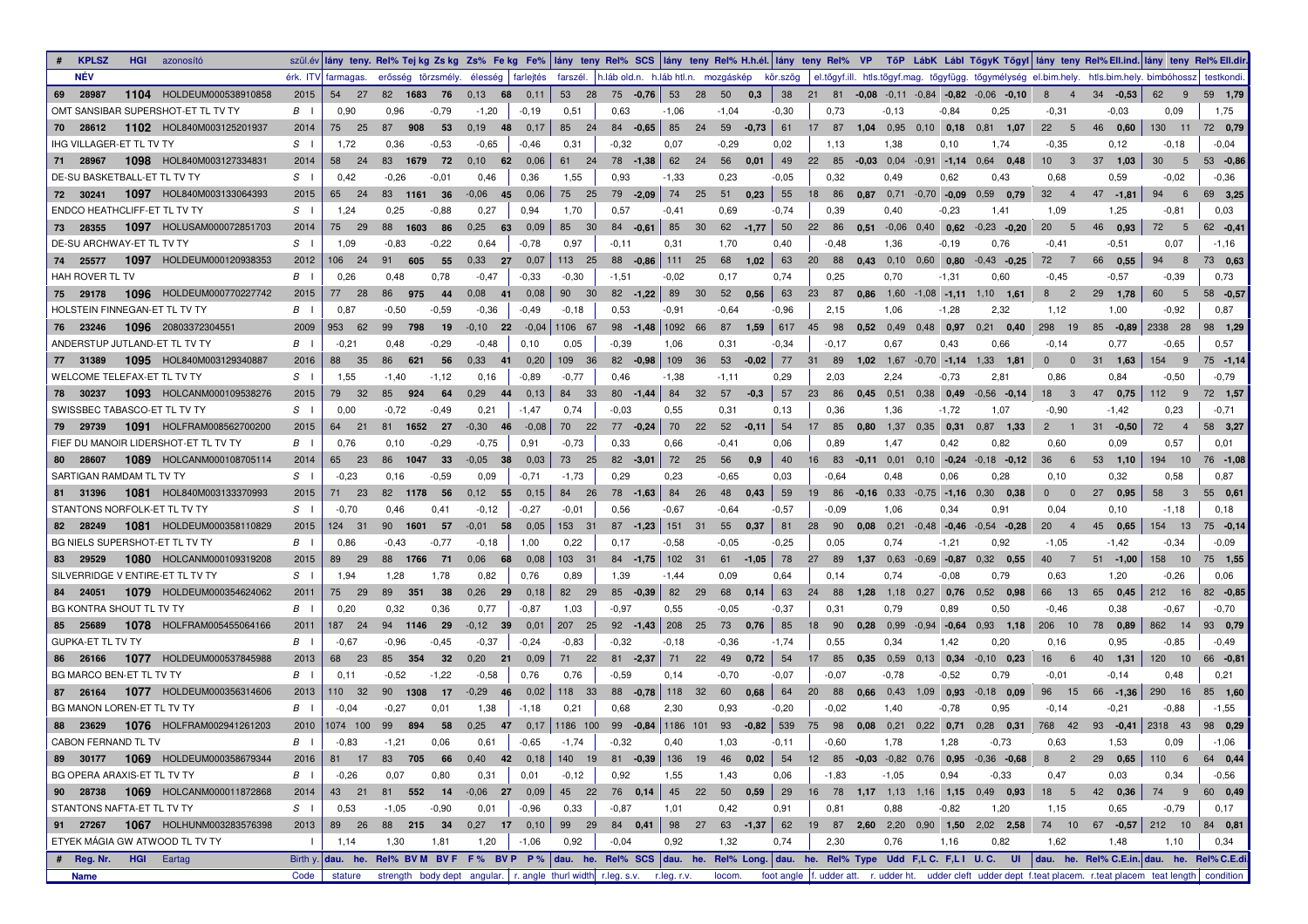| # | KPLSZ | HGI | azonosító | szül.év | lány | teny | Rel% | Tej kg | Zs kg | Zs% | Fe kg | Fe% | lány | teny | Rel% | SCS | lány | teny | Rel% | H.h.él. | lány | teny | Rel% | VP | TőP | LábK | Lábl | TőgyK | Tőgyl | lány | teny | Rel% | Ell.ind. | lány | teny | Rel% | Ell.dir. |
|---|---|---|---|---|---|---|---|---|---|---|---|---|---|---|---|---|---|---|---|---|---|---|---|---|---|---|---|---|---|---|---|---|---|---|---|---|---|
| NÉV | | | | érk. ITV | | farmagas. | | erősség | törzsmély. | élesség | farleljtés | | farszél. | | h.láb old.n. | | h.láb htl.n. | | mozgáskép | | köröszög | | el.tőgyf.ill. | | htls.tőgyf.mag. | | tőgyfügg. | | tőgymélység | el.bim.hely. | | | htls.bim.hely. | bimbóhossz | | | testkondi. |
| 69 | 28987 | 1104 | HOLDEUM000538910858 | 2015 | 54 | 27 | 82 | 1683 | 76 | 0,13 | 68 | 0,11 | 53 | 28 | 75 | -0,76 | 53 | 28 | 50 | 0,3 | 38 | 21 | 81 | -0,08 | -0,11 | -0,84 | -0,82 | -0,06 | -0,10 | 8 | 4 | 34 | -0,53 | 62 | 9 | 59 | 1,79 |
| OMT SANSIBAR SUPERSHOT-ET TL TV TY | | | | B I | | 0,90 | | 0,96 | -0,79 | -1,20 | -0,19 | | 0,51 | | 0,63 | | -1,06 | | -1,04 | | -0,30 | | 0,73 | | -0,13 | | -0,84 | | 0,25 | -0,31 | | | -0,03 | 0,09 | | | 1,75 |
| 70 | 28612 | 1102 | HOL840M003125201937 | 2014 | 75 | 25 | 87 | 908 | 53 | 0,19 | 48 | 0,17 | 85 | 24 | 84 | -0,65 | 85 | 24 | 59 | -0,73 | 61 | 17 | 87 | 1,04 | 0,95 | 0,10 | 0,18 | 0,81 | 1,07 | 22 | 5 | 46 | 0,60 | 130 | 11 | 72 | 0,79 |
| IHG VILLAGER-ET TL TV TY | | | | S I | | 1,72 | | 0,36 | -0,53 | -0,65 | -0,46 | | 0,31 | | -0,32 | | 0,07 | | -0,29 | | 0,02 | | 1,13 | | 1,38 | | 0,10 | | 1,74 | -0,35 | | | 0,12 | -0,18 | | | -0,04 |
| 71 | 28967 | 1098 | HOL840M003127334831 | 2014 | 58 | 24 | 83 | 1679 | 72 | 0,10 | 62 | 0,06 | 61 | 24 | 78 | -1,38 | 62 | 24 | 56 | 0,01 | 49 | 22 | 85 | -0,03 | 0,04 | -0,91 | -1,14 | 0,64 | 0,48 | 10 | 3 | 37 | 1,03 | 30 | 5 | 53 | -0,86 |
| DE-SU BASKETBALL-ET TL TV TY | | | | S I | | 0,42 | | -0,26 | -0,01 | 0,46 | 0,36 | | 1,55 | | 0,93 | | -1,33 | | 0,23 | | -0,05 | | 0,32 | | 0,49 | | 0,62 | | 0,43 | 0,68 | | | 0,59 | -0,02 | | | -0,36 |
| 72 | 30241 | 1097 | HOL840M003133064393 | 2015 | 65 | 24 | 83 | 1161 | 36 | -0,06 | 45 | 0,06 | 75 | 25 | 79 | -2,09 | 74 | 25 | 51 | 0,23 | 55 | 18 | 86 | 0,87 | 0,71 | -0,70 | -0,09 | 0,59 | 0,79 | 32 | 4 | 47 | -1,81 | 94 | 6 | 69 | 3,25 |
| ENDCO HEATHCLIFF-ET TL TV TY | | | | S I | | 1,24 | | 0,25 | -0,88 | 0,27 | 0,94 | | 1,70 | | 0,57 | | -0,41 | | 0,69 | | -0,74 | | 0,39 | | 0,40 | | -0,23 | | 1,41 | 1,09 | | | 1,25 | -0,81 | | | 0,03 |
| 73 | 28355 | 1097 | HOLUSAM000072851703 | 2014 | 75 | 29 | 88 | 1603 | 86 | 0,25 | 63 | 0,09 | 85 | 30 | 84 | -0,61 | 85 | 30 | 62 | -1,77 | 50 | 22 | 86 | 0,51 | -0,06 | 0,40 | 0,62 | -0,23 | -0,20 | 20 | 5 | 46 | 0,93 | 72 | 5 | 62 | -0,41 |
| DE-SU ARCHWAY-ET TL TV TY | | | | S I | | 1,09 | | -0,83 | -0,22 | 0,64 | -0,78 | | 0,97 | | -0,11 | | 0,31 | | 1,70 | | 0,40 | | -0,48 | | 1,36 | | -0,19 | | 0,76 | -0,41 | | | -0,51 | 0,07 | | | -1,16 |
| 74 | 25577 | 1097 | HOLDEUM000120938353 | 2012 | 106 | 24 | 91 | 605 | 55 | 0,33 | 27 | 0,07 | 113 | 25 | 88 | -0,86 | 111 | 25 | 68 | 1,02 | 63 | 20 | 88 | 0,43 | 0,10 | 0,60 | 0,80 | -0,43 | -0,25 | 72 | 7 | 66 | 0,55 | 94 | 8 | 73 | 0,63 |
| HAH ROVER TL TV | | | | B I | | 0,26 | | 0,48 | 0,78 | -0,47 | -0,33 | | -0,30 | | -1,51 | | -0,02 | | 0,17 | | 0,74 | | 0,25 | | 0,70 | | -1,31 | | 0,60 | -0,45 | | | -0,57 | -0,39 | | | 0,73 |
| 75 | 29178 | 1096 | HOLDEUM000770227742 | 2015 | 77 | 28 | 86 | 975 | 44 | 0,08 | 41 | 0,08 | 90 | 30 | 82 | -1,22 | 89 | 30 | 52 | 0,56 | 63 | 23 | 87 | 0,86 | 1,60 | -1,08 | -1,11 | 1,10 | 1,61 | 8 | 2 | 29 | 1,78 | 60 | 5 | 58 | -0,57 |
| HOLSTEIN FINNEGAN-ET TL TV TY | | | | B I | | 0,87 | | -0,50 | -0,59 | -0,36 | -0,49 | | -0,18 | | 0,53 | | -0,91 | | -0,64 | | -0,96 | | 2,15 | | 1,06 | | -1,28 | | 2,32 | 1,12 | | | 1,00 | -0,92 | | | 0,87 |
| 76 | 23246 | 1096 | 20803372304551 | 2009 | 953 | 62 | 99 | 798 | 19 | -0,10 | 22 | -0,04 | 1106 | 67 | 98 | -1,48 | 1092 | 66 | 87 | 1,59 | 617 | 45 | 98 | 0,52 | 0,49 | 0,48 | 0,97 | 0,21 | 0,40 | 298 | 19 | 85 | -0,89 | 2338 | 28 | 98 | 1,29 |
| ANDERSTUP JUTLAND-ET TL TV TY | | | | B I | | -0,21 | | 0,48 | -0,29 | -0,48 | 0,10 | | 0,05 | | -0,39 | | 1,06 | | 0,31 | | -0,34 | | -0,17 | | 0,67 | | 0,43 | | 0,66 | -0,14 | | | 0,77 | -0,65 | | | 0,57 |
| 77 | 31389 | 1095 | HOL840M003129340887 | 2016 | 88 | 35 | 86 | 621 | 56 | 0,33 | 41 | 0,20 | 109 | 36 | 82 | -0,98 | 109 | 36 | 53 | -0,02 | 77 | 31 | 89 | 1,02 | 1,67 | -0,70 | -1,14 | 1,33 | 1,81 | 0 | 0 | 31 | 1,63 | 154 | 9 | 75 | -1,14 |
| WELCOME TELEFAX-ET TL TV TY | | | | S I | | 1,55 | | -1,40 | -1,12 | 0,16 | -0,89 | | -0,77 | | 0,46 | | -1,38 | | -1,11 | | 0,29 | | 2,03 | | 2,24 | | -0,73 | | 2,81 | 0,86 | | | 0,84 | -0,50 | | | -0,79 |
| 78 | 30237 | 1093 | HOLCANM000109538276 | 2015 | 79 | 32 | 85 | 924 | 64 | 0,29 | 44 | 0,13 | 84 | 33 | 80 | -1,44 | 84 | 32 | 57 | -0,3 | 57 | 23 | 86 | 0,45 | 0,51 | 0,38 | 0,49 | -0,56 | -0,14 | 18 | 3 | 47 | 0,75 | 112 | 9 | 72 | 1,57 |
| SWISSBEC TABASCO-ET TL TV TY | | | | S I | | 0,00 | | -0,72 | -0,49 | 0,21 | -1,47 | | 0,74 | | -0,03 | | 0,55 | | 0,31 | | 0,13 | | 0,36 | | 1,36 | | -1,72 | | 1,07 | -0,90 | | | -1,42 | 0,23 | | | -0,71 |
| 79 | 29739 | 1091 | HOLFRAM008562700200 | 2015 | 64 | 21 | 81 | 1652 | 27 | -0,30 | 46 | -0,08 | 70 | 22 | 77 | -0,24 | 70 | 22 | 52 | -0,11 | 54 | 17 | 85 | 0,80 | 1,37 | 0,35 | 0,31 | 0,87 | 1,33 | 2 | 1 | 31 | -0,50 | 72 | 4 | 58 | 3,27 |
| FIEF DU MANOIR LIDERSHOT-ET TL TV TY | | | | B I | | 0,76 | | 0,10 | -0,29 | -0,75 | 0,91 | | -0,73 | | 0,33 | | 0,66 | | -0,41 | | 0,06 | | 0,89 | | 1,47 | | 0,42 | | 0,82 | 0,60 | | | 0,09 | 0,57 | | | 0,01 |
| 80 | 28607 | 1089 | HOLCANM000108705114 | 2014 | 65 | 23 | 86 | 1047 | 33 | -0,05 | 38 | 0,03 | 73 | 25 | 82 | -3,01 | 72 | 25 | 56 | 0,9 | 40 | 16 | 83 | -0,11 | 0,01 | 0,10 | -0,24 | -0,18 | -0,12 | 36 | 6 | 53 | 1,10 | 194 | 10 | 76 | -1,08 |
| SARTIGAN RAMDAM TL TV TY | | | | S I | | -0,23 | | 0,16 | -0,59 | 0,09 | -0,71 | | -1,73 | | 0,29 | | 0,23 | | -0,65 | | 0,03 | | -0,64 | | 0,48 | | 0,06 | | 0,28 | 0,10 | | | 0,32 | 0,58 | | | 0,87 |
| 81 | 31396 | 1081 | HOL840M003133370993 | 2015 | 71 | 23 | 82 | 1178 | 56 | 0,12 | 55 | 0,15 | 84 | 26 | 78 | -1,63 | 84 | 26 | 48 | 0,43 | 59 | 19 | 86 | -0,16 | 0,33 | -0,75 | -1,16 | 0,30 | 0,38 | 0 | 0 | 27 | 0,95 | 58 | 3 | 55 | 0,61 |
| STANTONS NORFOLK-ET TL TV TY | | | | S I | | -0,70 | | 0,46 | 0,41 | -0,12 | -0,27 | | -0,01 | | 0,56 | | -0,67 | | -0,64 | | -0,57 | | -0,09 | | 1,06 | | 0,34 | | 0,91 | 0,04 | | | 0,10 | -1,18 | | | 0,18 |
| 82 | 28249 | 1081 | HOLDEUM000358110829 | 2015 | 124 | 31 | 90 | 1601 | 57 | -0,01 | 58 | 0,05 | 153 | 31 | 87 | -1,23 | 151 | 31 | 55 | 0,37 | 81 | 28 | 90 | 0,08 | 0,21 | -0,48 | -0,46 | -0,54 | -0,28 | 20 | 4 | 45 | 0,65 | 154 | 13 | 75 | -0,14 |
| BG NIELS SUPERSHOT-ET TL TV TY | | | | B I | | 0,86 | | -0,43 | -0,77 | -0,18 | 1,00 | | 0,22 | | 0,17 | | -0,58 | | -0,05 | | -0,25 | | 0,05 | | 0,74 | | -1,21 | | 0,92 | -1,05 | | | -1,42 | -0,34 | | | -0,09 |
| 83 | 29529 | 1080 | HOLCANM000109319208 | 2015 | 89 | 29 | 88 | 1766 | 71 | 0,06 | 68 | 0,08 | 103 | 31 | 84 | -1,75 | 102 | 31 | 61 | -1,05 | 78 | 27 | 89 | 1,37 | 0,63 | -0,69 | -0,87 | 0,32 | 0,55 | 40 | 7 | 51 | -1,00 | 158 | 10 | 75 | 1,55 |
| SILVERRIDGE V ENTIRE-ET TL TV TY | | | | S I | | 1,94 | | 1,28 | 1,78 | 0,82 | 0,76 | | 0,89 | | 1,39 | | -1,44 | | 0,09 | | 0,64 | | 0,14 | | 0,74 | | -0,08 | | 0,79 | 0,63 | | | 1,20 | -0,26 | | | 0,06 |
| 84 | 24051 | 1079 | HOLDEUM000354624062 | 2011 | 75 | 29 | 89 | 351 | 38 | 0,26 | 29 | 0,18 | 82 | 29 | 85 | -0,39 | 82 | 29 | 68 | 0,14 | 63 | 24 | 88 | 1,28 | 1,18 | 0,27 | 0,76 | 0,52 | 0,98 | 66 | 13 | 65 | 0,45 | 212 | 16 | 82 | -0,85 |
| BG KONTRA SHOUT TL TV TY | | | | B I | | 0,20 | | 0,32 | 0,36 | 0,77 | -0,87 | | 1,03 | | -0,97 | | 0,55 | | -0,05 | | -0,37 | | 0,31 | | 0,79 | | 0,89 | | 0,50 | -0,46 | | | 0,38 | -0,67 | | | -0,70 |
| 85 | 25689 | 1078 | HOLFRAM005455064166 | 2011 | 187 | 24 | 94 | 1146 | 29 | -0,12 | 39 | 0,01 | 207 | 25 | 92 | -1,43 | 208 | 25 | 73 | 0,76 | 85 | 18 | 90 | 0,28 | 0,99 | -0,94 | -0,64 | 0,93 | 1,18 | 206 | 10 | 78 | 0,89 | 862 | 14 | 93 | 0,79 |
| GUPKA-ET TL TV TY | | | | B I | | -0,67 | | -0,96 | -0,45 | -0,37 | -0,24 | | -0,83 | | -0,32 | | -0,18 | | -0,36 | | -1,74 | | 0,55 | | 0,34 | | 1,42 | | 0,20 | 0,16 | | | 0,95 | -0,85 | | | -0,49 |
| 86 | 26166 | 1077 | HOLDEUM000537845988 | 2013 | 68 | 23 | 85 | 354 | 32 | 0,20 | 21 | 0,09 | 71 | 22 | 81 | -2,37 | 71 | 22 | 49 | 0,72 | 54 | 17 | 85 | 0,35 | 0,59 | 0,13 | 0,34 | -0,10 | 0,23 | 16 | 6 | 40 | 1,31 | 120 | 10 | 66 | -0,81 |
| BG MARCO BEN-ET TL TV TY | | | | B I | | 0,11 | | -0,52 | -1,22 | -0,58 | 0,76 | | 0,76 | | -0,59 | | 0,14 | | -0,70 | | -0,07 | | -0,07 | | -0,78 | | -0,52 | | 0,79 | -0,01 | | | -0,14 | 0,48 | | | 0,21 |
| 87 | 26164 | 1077 | HOLDEUM000356314606 | 2013 | 110 | 32 | 90 | 1308 | 17 | -0,29 | 46 | 0,02 | 118 | 33 | 88 | -0,78 | 118 | 32 | 60 | 0,68 | 64 | 20 | 88 | 0,66 | 0,43 | 1,09 | 0,93 | -0,18 | 0,09 | 96 | 15 | 66 | -1,36 | 290 | 16 | 85 | 1,60 |
| BG MANON LOREN-ET TL TV TY | | | | B I | | -0,04 | | -0,27 | 0,01 | 1,38 | -1,18 | | 0,21 | | 0,68 | | 2,30 | | 0,93 | | -0,20 | | -0,02 | | 1,40 | | -0,78 | | 0,95 | -0,14 | | | -0,21 | -0,88 | | | -1,55 |
| 88 | 23629 | 1076 | HOLFRAM002941261203 | 2010 | 1074 | 100 | 99 | 894 | 58 | 0,25 | 47 | 0,17 | 1186 | 100 | 99 | -0,84 | 1186 | 101 | 93 | -0,82 | 539 | 75 | 98 | 0,08 | 0,21 | 0,22 | 0,71 | 0,28 | 0,31 | 768 | 42 | 93 | -0,41 | 2318 | 43 | 98 | 0,29 |
| CABON FERNAND TL TV | | | | B I | | -0,83 | | -1,21 | 0,06 | 0,61 | -0,65 | | -1,74 | | -0,32 | | 0,40 | | 1,03 | | -0,11 | | -0,60 | | 1,78 | | 1,28 | | -0,73 | 0,63 | | | 1,53 | 0,09 | | | -1,06 |
| 89 | 30177 | 1069 | HOLDEUM000358679344 | 2016 | 81 | 17 | 83 | 705 | 66 | 0,40 | 42 | 0,18 | 140 | 19 | 81 | -0,39 | 136 | 19 | 46 | 0,02 | 54 | 12 | 85 | -0,03 | -0,82 | 0,76 | 0,95 | -0,36 | -0,68 | 8 | 2 | 29 | 0,65 | 110 | 6 | 64 | 0,44 |
| BG OPERA ARAXIS-ET TL TV TY | | | | B I | | -0,26 | | 0,07 | 0,80 | 0,31 | 0,01 | | -0,12 | | 0,92 | | 1,55 | | 1,43 | | 0,06 | | -1,83 | | -1,05 | | 0,94 | | -0,33 | 0,47 | | | 0,03 | 0,34 | | | -0,56 |
| 90 | 28738 | 1069 | HOLCANM000011872868 | 2014 | 43 | 21 | 81 | 552 | 14 | -0,06 | 27 | 0,09 | 45 | 22 | 76 | 0,14 | 45 | 22 | 50 | 0,59 | 29 | 16 | 78 | 1,17 | 1,13 | 1,16 | 1,15 | 0,49 | 0,93 | 18 | 5 | 42 | 0,36 | 74 | 9 | 60 | 0,49 |
| STANTONS NAFTA-ET TL TV TY | | | | S I | | 0,53 | | -1,05 | -0,90 | 0,01 | -0,96 | | 0,33 | | -0,87 | | 1,01 | | 0,42 | | 0,91 | | 0,81 | | 0,88 | | -0,82 | | 1,20 | 1,15 | | | 0,65 | -0,79 | | | 0,17 |
| 91 | 27267 | 1067 | HOLHUNM003283576398 | 2013 | 89 | 26 | 88 | 215 | 34 | 0,27 | 17 | 0,10 | 99 | 29 | 84 | 0,41 | 98 | 27 | 63 | -1,37 | 62 | 19 | 87 | 2,60 | 2,20 | 0,90 | 1,50 | 2,02 | 2,58 | 74 | 10 | 67 | -0,57 | 212 | 10 | 84 | 0,81 |
| ETYEK MÁGIA GW ATWOOD TL TV TY | | | | I | | 1,14 | | 1,30 | 1,81 | 1,20 | -1,06 | | 0,92 | | -0,04 | | 0,92 | | 1,32 | | 0,74 | | 2,30 | | 0,76 | | 1,16 | | 0,82 | 1,62 | | | 1,48 | 1,10 | | | 0,34 |
| # | Reg. Nr. | HGI | Eartag | Birth y. | dau. | he. | Rel% | BV M | BV F | F% | BV P | P% | dau. | he. | Rel% | SCS | dau. | he. | Rel% | Long. | dau. | he. | Rel% | Type | Udd | F,L C. | F,L I | U. C. | UI | dau. | he. | Rel% | C.E.in. | dau. | he. | Rel% | C.E.di |
| Name | | | | Code | | stature | | strength | body dept | angular. | r. angle | | thurl width | | r.leg. s.v. | | r.leg. r.v. | | locom. | | foot angle | | f. udder att. | | r. udder ht. | | udder cleft | | udder dept | f.teat placem. | | | r.teat placem | teat length | | | condition |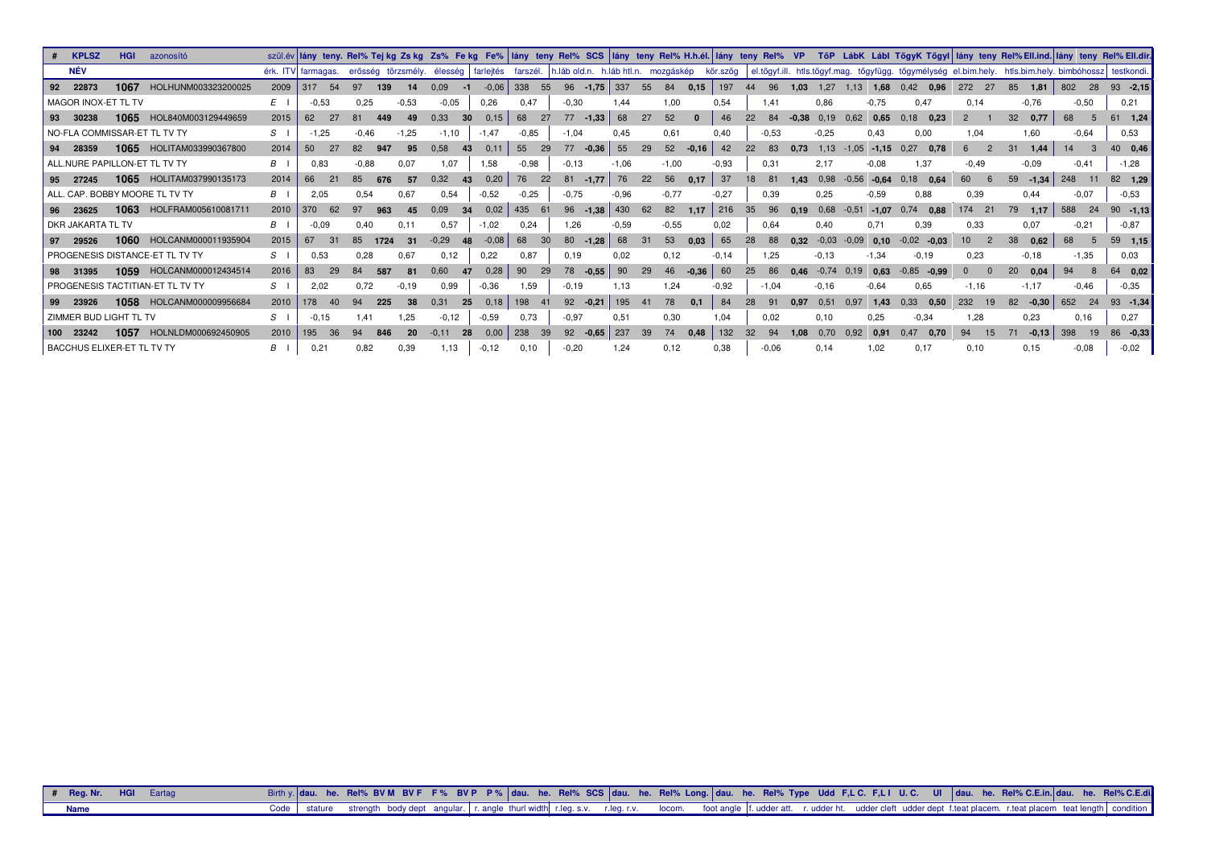| # | KPLSZ | HGI | azonosító | szül.év | lány | teny. | Rel% | Tej kg | Zs kg | Zs% | Fe kg | Fe% | lány | teny | Rel% | SCS | lány | teny | Rel% | H.h.él. | lány | teny | Rel% | VP | TőP | LábK | Lábl | TőgyK | Tőgyl | lány | teny | Rel% | Ell.ind. | lány | teny | Rel% | Ell.dir. |
|---|---|---|---|---|---|---|---|---|---|---|---|---|---|---|---|---|---|---|---|---|---|---|---|---|---|---|---|---|---|---|---|---|---|---|---|---|---|
| NÉV | | | | érk. ITV | farmagas. | | erősség | | törzsmély. | | élesség | farlejtés | | farszél. | | h.láb old.n. | h.láb htl.n. | | mozgáskép | | kör.szög | | el.tőgyf.ill. | | htls.tőgyf.mag. | | tőgyfügg. | | tőgymélység | | el.bim.hely. | | htls.bim.hely. | | bimbóhossz | | testkondi. |
| 92 | 22873 | 1067 | HOLHUNM003323200025 | 2009 | 317 | 54 | 97 | 139 | 14 | 0,09 | -1 | -0,06 | 338 | 55 | 96 | -1,75 | 337 | 55 | 84 | 0,15 | 197 | 44 | 96 | 1,03 | 1,27 | 1,13 | 1,68 | 0,42 | 0,96 | 272 | 27 | 85 | 1,81 | 802 | 28 | 93 | -2,15 |
| MAGOR INOX-ET TL TV | | | | E I | -0,53 | | 0,25 | | -0,53 | | -0,05 | 0,26 | | 0,47 | | -0,30 | 1,44 | | 1,00 | | 0,54 | | 1,41 | | 0,86 | | -0,75 | | 0,47 | | 0,14 | | -0,76 | | -0,50 | | 0,21 |
| 93 | 30238 | 1065 | HOL840M003129449659 | 2015 | 62 | 27 | 81 | 449 | 49 | 0,33 | 30 | 0,15 | 68 | 27 | 77 | -1,33 | 68 | 27 | 52 | 0 | 46 | 22 | 84 | -0,38 | 0,19 | 0,62 | 0,65 | 0,18 | 0,23 | 2 | 1 | 32 | 0,77 | 68 | 5 | 61 | 1,24 |
| NO-FLA COMMISSAR-ET TL TY | | | | S I | -1,25 | | -0,46 | | -1,25 | | -1,10 | -1,47 | | -0,85 | | -1,04 | 0,45 | | 0,61 | | 0,40 | | -0,53 | | -0,25 | | 0,43 | | 0,00 | | 1,04 | | 1,60 | | -0,64 | | 0,53 |
| 94 | 28359 | 1065 | HOLITAM033990367800 | 2014 | 50 | 27 | 82 | 947 | 95 | 0,58 | 43 | 0,11 | 55 | 29 | 77 | -0,36 | 55 | 29 | 52 | -0,16 | 42 | 22 | 83 | 0,73 | 1,13 | -1,05 | -1,15 | 0,27 | 0,78 | 6 | 2 | 31 | 1,44 | 14 | 3 | 40 | 0,46 |
| ALL.NURE PAPILLON-ET TL TV TY | | | | B I | 0,83 | | -0,88 | | 0,07 | | 1,07 | 1,58 | | -0,98 | | -0,13 | -1,06 | | -1,00 | | -0,93 | | 0,31 | | 2,17 | | -0,08 | | 1,37 | | -0,49 | | -0,09 | | -0,41 | | -1,28 |
| 95 | 27245 | 1065 | HOLITAM037990135173 | 2014 | 66 | 21 | 85 | 676 | 57 | 0,32 | 43 | 0,20 | 76 | 22 | 81 | -1,77 | 76 | 22 | 56 | 0,17 | 37 | 18 | 81 | 1,43 | 0,98 | -0,56 | -0,64 | 0,18 | 0,64 | 60 | 6 | 59 | -1,34 | 248 | 11 | 82 | 1,29 |
| ALL. CAP. BOBBY MOORE TL TV TY | | | | B I | 2,05 | | 0,54 | | 0,67 | | 0,54 | -0,52 | | -0,25 | | -0,75 | -0,96 | | -0,77 | | -0,27 | | 0,39 | | 0,25 | | -0,59 | | 0,88 | | 0,39 | | 0,44 | | -0,07 | | -0,53 |
| 96 | 23625 | 1063 | HOLFRAM005610081711 | 2010 | 370 | 62 | 97 | 963 | 45 | 0,09 | 34 | 0,02 | 435 | 61 | 96 | -1,38 | 430 | 62 | 82 | 1,17 | 216 | 35 | 96 | 0,19 | 0,68 | -0,51 | -1,07 | 0,74 | 0,88 | 174 | 21 | 79 | 1,17 | 588 | 24 | 90 | -1,13 |
| DKR JAKARTA TL TV | | | | B I | -0,09 | | 0,40 | | 0,11 | | 0,57 | -1,02 | | 0,24 | | 1,26 | -0,59 | | -0,55 | | 0,02 | | 0,64 | | 0,40 | | 0,71 | | 0,39 | | 0,33 | | 0,07 | | -0,21 | | -0,87 |
| 97 | 29526 | 1060 | HOLCANM000011935904 | 2015 | 67 | 31 | 85 | 1724 | 31 | -0,29 | 48 | -0,08 | 68 | 30 | 80 | -1,28 | 68 | 31 | 53 | 0,03 | 65 | 28 | 88 | 0,32 | -0,03 | -0,09 | 0,10 | -0,02 | -0,03 | 10 | 2 | 38 | 0,62 | 68 | 5 | 59 | 1,15 |
| PROGENESIS DISTANCE-ET TL TV TY | | | | S I | 0,53 | | 0,28 | | 0,67 | | 0,12 | 0,22 | | 0,87 | | 0,19 | 0,02 | | 0,12 | | -0,14 | | 1,25 | | -0,13 | | -1,34 | | -0,19 | | 0,23 | | -0,18 | | -1,35 | | 0,03 |
| 98 | 31395 | 1059 | HOLCANM000012434514 | 2016 | 83 | 29 | 84 | 587 | 81 | 0,60 | 47 | 0,28 | 90 | 29 | 78 | -0,55 | 90 | 29 | 46 | -0,36 | 60 | 25 | 86 | 0,46 | -0,74 | 0,19 | 0,63 | -0,85 | -0,99 | 0 | 0 | 20 | 0,04 | 94 | 8 | 64 | 0,02 |
| PROGENESIS TACTITIAN-ET TL TV TY | | | | S I | 2,02 | | 0,72 | | -0,19 | | 0,99 | -0,36 | | 1,59 | | -0,19 | 1,13 | | 1,24 | | -0,92 | | -1,04 | | -0,16 | | -0,64 | | 0,65 | | -1,16 | | -1,17 | | -0,46 | | -0,35 |
| 99 | 23926 | 1058 | HOLCANM000009956684 | 2010 | 178 | 40 | 94 | 225 | 38 | 0,31 | 25 | 0,18 | 198 | 41 | 92 | -0,21 | 195 | 41 | 78 | 0,1 | 84 | 28 | 91 | 0,97 | 0,51 | 0,97 | 1,43 | 0,33 | 0,50 | 232 | 19 | 82 | -0,30 | 652 | 24 | 93 | -1,34 |
| ZIMMER BUD LIGHT TL TV | | | | S I | -0,15 | | 1,41 | | 1,25 | | -0,12 | -0,59 | | 0,73 | | -0,97 | 0,51 | | 0,30 | | 1,04 | | 0,02 | | 0,10 | | 0,25 | | -0,34 | | 1,28 | | 0,23 | | 0,16 | | 0,27 |
| 100 | 23242 | 1057 | HOLNLDM000692450905 | 2010 | 195 | 36 | 94 | 846 | 20 | -0,11 | 28 | 0,00 | 238 | 39 | 92 | -0,65 | 237 | 39 | 74 | 0,48 | 132 | 32 | 94 | 1,08 | 0,70 | 0,92 | 0,91 | 0,47 | 0,70 | 94 | 15 | 71 | -0,13 | 398 | 19 | 86 | -0,33 |
| BACCHUS ELIXER-ET TL TV TY | | | | B I | 0,21 | | 0,82 | | 0,39 | | 1,13 | -0,12 | | 0,10 | | -0,20 | 1,24 | | 0,12 | | 0,38 | | -0,06 | | 0,14 | | 1,02 | | 0,17 | | 0,10 | | 0,15 | | -0,08 | | -0,02 |

| # | Reg. Nr. | HGI | Eartag | Birth y. | dau. | he. | Rel% | BV M | BV F | F% | BV P | P% | dau. | he. | Rel% | SCS | dau. | he. | Rel% | Long. | dau. | he. | Rel% | Type | Udd | F,L C. | F,L I | U. C. | UI | dau. | he. | Rel% | C.E.in. | dau. | he. | Rel% | C.E.di |
|---|---|---|---|---|---|---|---|---|---|---|---|---|---|---|---|---|---|---|---|---|---|---|---|---|---|---|---|---|---|---|---|---|---|---|---|---|---|
| Name | | | | Code | stature | | strength | | body dept | | angular. | r. angle | | thurl width | | r.leg. s.v. | r.leg. r.v. | | locom. | | foot angle | | f. udder att. | | r. udder ht. | | udder cleft | | udder dept | | f.teat placem. | | r.teat placem | | teat length | | condition |